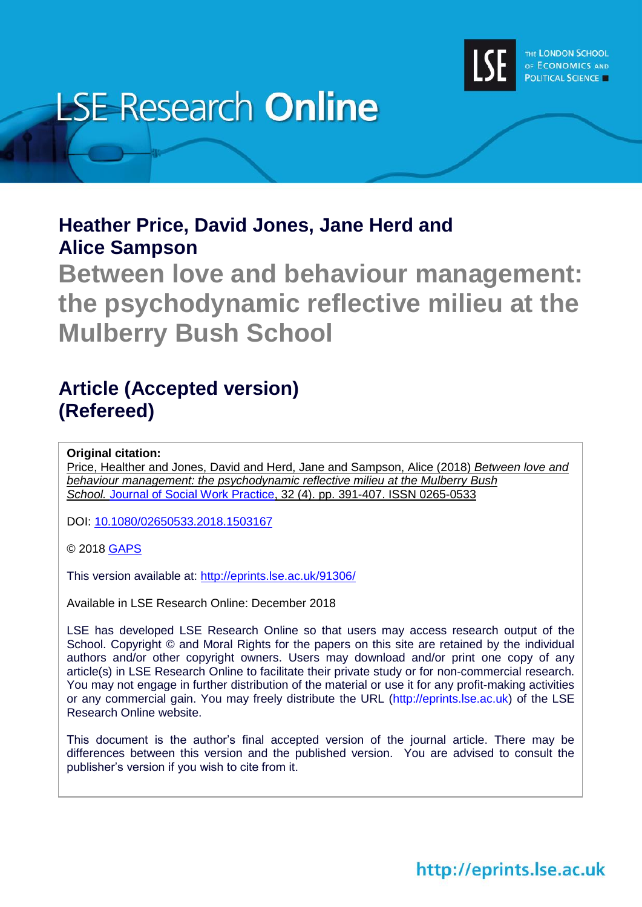# LSE Research Online

**Heather Price, David Jones, Jane Herd and Alice Sampson**

# Between love and behaviour management: the psychodynamic reflective milieu at the Mulberry Bush School

## Article (Accepted version) (Refereed)

**Original citation:**
Price, Healther and Jones, David and Herd, Jane and Sampson, Alice (2018) *Between love and behaviour management: the psychodynamic reflective milieu at the Mulberry Bush School.* Journal of Social Work Practice, 32 (4). pp. 391-407. ISSN 0265-0533

DOI: 10.1080/02650533.2018.1503167

© 2018 GAPS

This version available at: http://eprints.lse.ac.uk/91306/

Available in LSE Research Online: December 2018

LSE has developed LSE Research Online so that users may access research output of the School. Copyright © and Moral Rights for the papers on this site are retained by the individual authors and/or other copyright owners. Users may download and/or print one copy of any article(s) in LSE Research Online to facilitate their private study or for non-commercial research. You may not engage in further distribution of the material or use it for any profit-making activities or any commercial gain. You may freely distribute the URL (http://eprints.lse.ac.uk) of the LSE Research Online website.

This document is the author's final accepted version of the journal article. There may be differences between this version and the published version. You are advised to consult the publisher's version if you wish to cite from it.

http://eprints.lse.ac.uk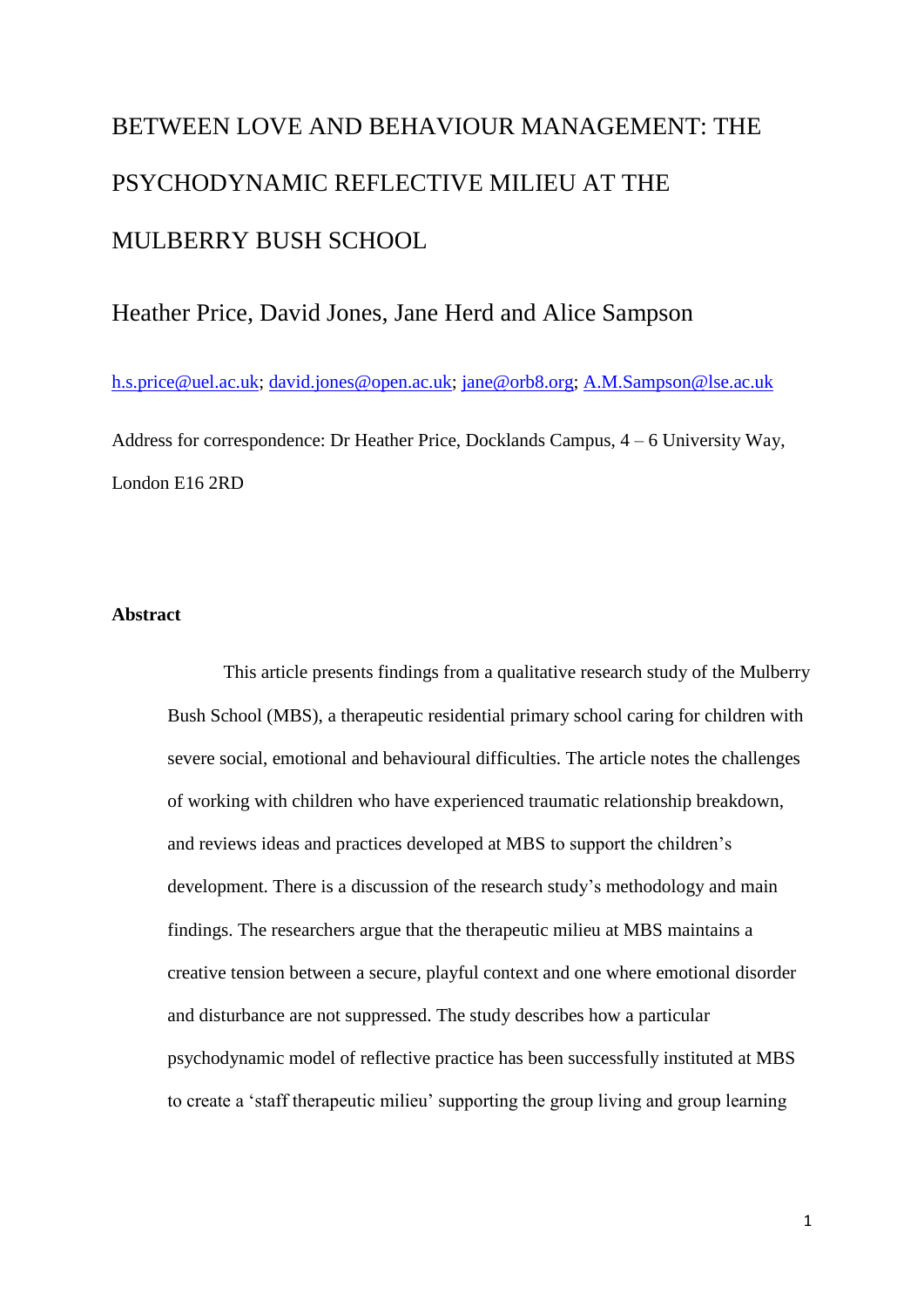# BETWEEN LOVE AND BEHAVIOUR MANAGEMENT: THE PSYCHODYNAMIC REFLECTIVE MILIEU AT THE MULBERRY BUSH SCHOOL

Heather Price, David Jones, Jane Herd and Alice Sampson

h.s.price@uel.ac.uk; david.jones@open.ac.uk; jane@orb8.org; A.M.Sampson@lse.ac.uk

Address for correspondence: Dr Heather Price, Docklands Campus, 4 – 6 University Way, London E16 2RD

**Abstract**

This article presents findings from a qualitative research study of the Mulberry Bush School (MBS), a therapeutic residential primary school caring for children with severe social, emotional and behavioural difficulties. The article notes the challenges of working with children who have experienced traumatic relationship breakdown, and reviews ideas and practices developed at MBS to support the children's development. There is a discussion of the research study's methodology and main findings. The researchers argue that the therapeutic milieu at MBS maintains a creative tension between a secure, playful context and one where emotional disorder and disturbance are not suppressed. The study describes how a particular psychodynamic model of reflective practice has been successfully instituted at MBS to create a 'staff therapeutic milieu' supporting the group living and group learning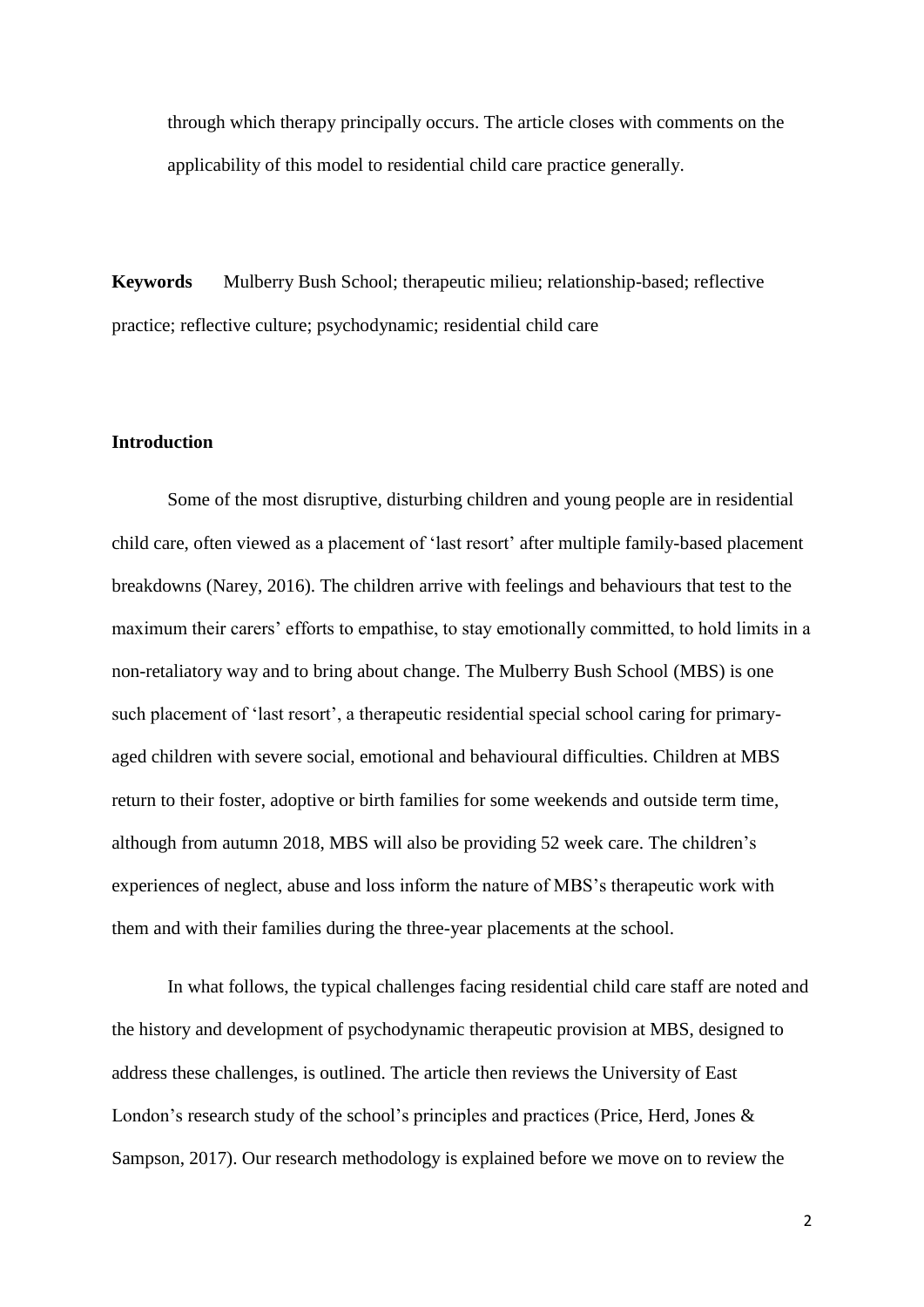through which therapy principally occurs. The article closes with comments on the applicability of this model to residential child care practice generally.

**Keywords** Mulberry Bush School; therapeutic milieu; relationship-based; reflective practice; reflective culture; psychodynamic; residential child care

## Introduction

Some of the most disruptive, disturbing children and young people are in residential child care, often viewed as a placement of 'last resort' after multiple family-based placement breakdowns (Narey, 2016). The children arrive with feelings and behaviours that test to the maximum their carers' efforts to empathise, to stay emotionally committed, to hold limits in a non-retaliatory way and to bring about change. The Mulberry Bush School (MBS) is one such placement of 'last resort', a therapeutic residential special school caring for primary-aged children with severe social, emotional and behavioural difficulties. Children at MBS return to their foster, adoptive or birth families for some weekends and outside term time, although from autumn 2018, MBS will also be providing 52 week care. The children's experiences of neglect, abuse and loss inform the nature of MBS's therapeutic work with them and with their families during the three-year placements at the school.

In what follows, the typical challenges facing residential child care staff are noted and the history and development of psychodynamic therapeutic provision at MBS, designed to address these challenges, is outlined. The article then reviews the University of East London's research study of the school's principles and practices (Price, Herd, Jones & Sampson, 2017). Our research methodology is explained before we move on to review the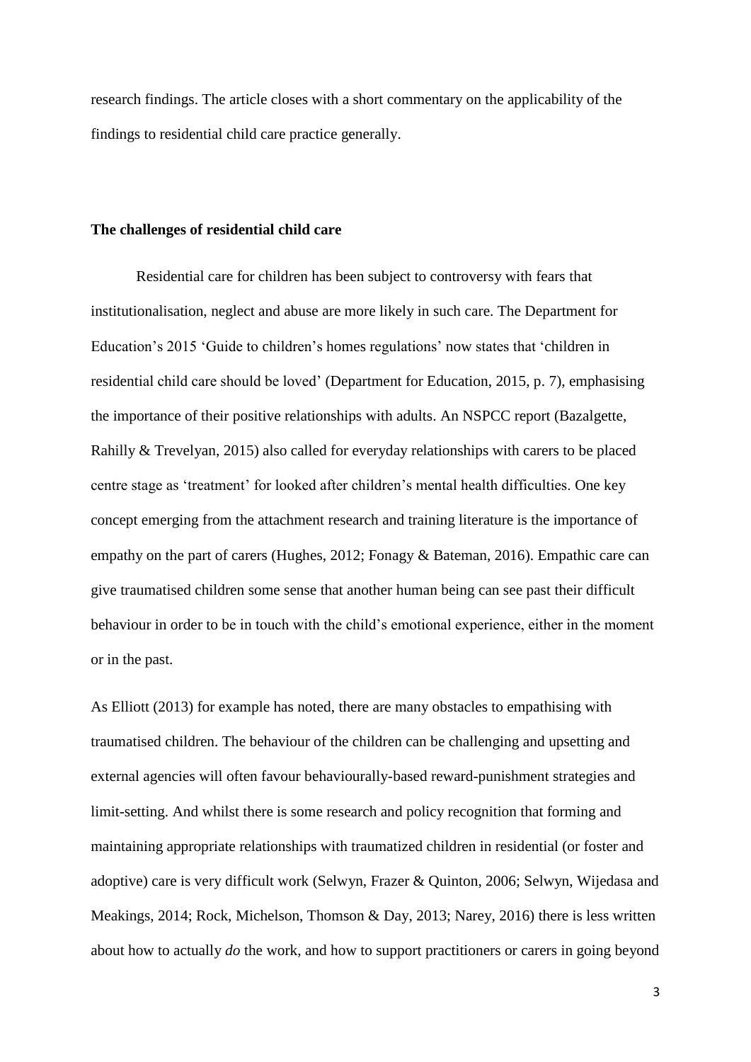research findings. The article closes with a short commentary on the applicability of the findings to residential child care practice generally.

## The challenges of residential child care

Residential care for children has been subject to controversy with fears that institutionalisation, neglect and abuse are more likely in such care. The Department for Education's 2015 'Guide to children's homes regulations' now states that 'children in residential child care should be loved' (Department for Education, 2015, p. 7), emphasising the importance of their positive relationships with adults. An NSPCC report (Bazalgette, Rahilly & Trevelyan, 2015) also called for everyday relationships with carers to be placed centre stage as 'treatment' for looked after children's mental health difficulties. One key concept emerging from the attachment research and training literature is the importance of empathy on the part of carers (Hughes, 2012; Fonagy & Bateman, 2016). Empathic care can give traumatised children some sense that another human being can see past their difficult behaviour in order to be in touch with the child's emotional experience, either in the moment or in the past.

As Elliott (2013) for example has noted, there are many obstacles to empathising with traumatised children. The behaviour of the children can be challenging and upsetting and external agencies will often favour behaviourally-based reward-punishment strategies and limit-setting. And whilst there is some research and policy recognition that forming and maintaining appropriate relationships with traumatized children in residential (or foster and adoptive) care is very difficult work (Selwyn, Frazer & Quinton, 2006; Selwyn, Wijedasa and Meakings, 2014; Rock, Michelson, Thomson & Day, 2013; Narey, 2016) there is less written about how to actually *do* the work, and how to support practitioners or carers in going beyond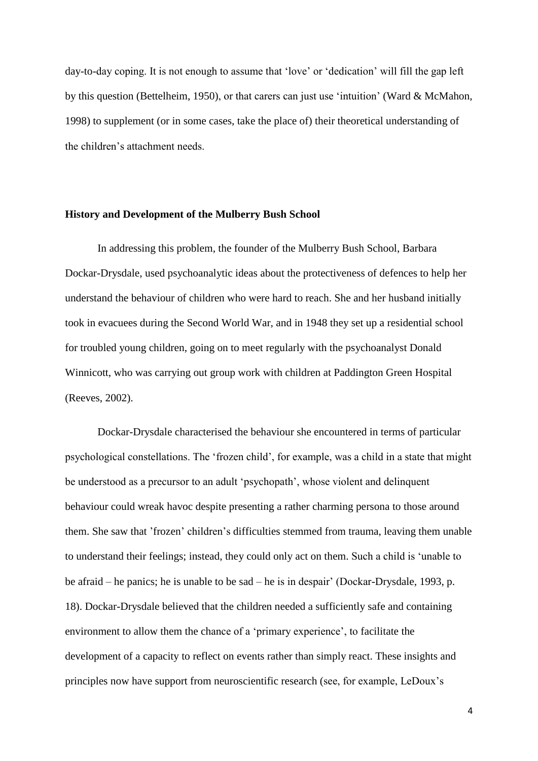day-to-day coping. It is not enough to assume that 'love' or 'dedication' will fill the gap left by this question (Bettelheim, 1950), or that carers can just use 'intuition' (Ward & McMahon, 1998) to supplement (or in some cases, take the place of) their theoretical understanding of the children's attachment needs.

## History and Development of the Mulberry Bush School

In addressing this problem, the founder of the Mulberry Bush School, Barbara Dockar-Drysdale, used psychoanalytic ideas about the protectiveness of defences to help her understand the behaviour of children who were hard to reach. She and her husband initially took in evacuees during the Second World War, and in 1948 they set up a residential school for troubled young children, going on to meet regularly with the psychoanalyst Donald Winnicott, who was carrying out group work with children at Paddington Green Hospital (Reeves, 2002).

Dockar-Drysdale characterised the behaviour she encountered in terms of particular psychological constellations. The 'frozen child', for example, was a child in a state that might be understood as a precursor to an adult 'psychopath', whose violent and delinquent behaviour could wreak havoc despite presenting a rather charming persona to those around them. She saw that 'frozen' children's difficulties stemmed from trauma, leaving them unable to understand their feelings; instead, they could only act on them. Such a child is 'unable to be afraid – he panics; he is unable to be sad – he is in despair' (Dockar-Drysdale, 1993, p. 18). Dockar-Drysdale believed that the children needed a sufficiently safe and containing environment to allow them the chance of a 'primary experience', to facilitate the development of a capacity to reflect on events rather than simply react. These insights and principles now have support from neuroscientific research (see, for example, LeDoux's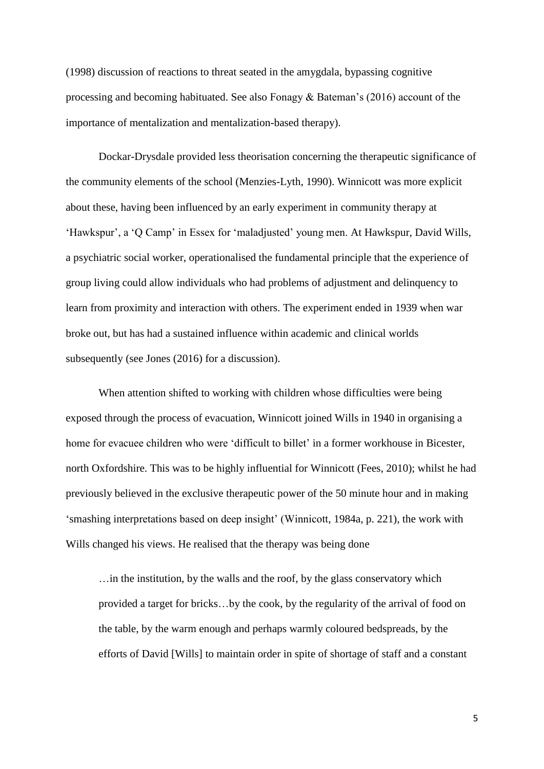(1998) discussion of reactions to threat seated in the amygdala, bypassing cognitive processing and becoming habituated. See also Fonagy & Bateman's (2016) account of the importance of mentalization and mentalization-based therapy).

Dockar-Drysdale provided less theorisation concerning the therapeutic significance of the community elements of the school (Menzies-Lyth, 1990). Winnicott was more explicit about these, having been influenced by an early experiment in community therapy at 'Hawkspur', a 'Q Camp' in Essex for 'maladjusted' young men. At Hawkspur, David Wills, a psychiatric social worker, operationalised the fundamental principle that the experience of group living could allow individuals who had problems of adjustment and delinquency to learn from proximity and interaction with others. The experiment ended in 1939 when war broke out, but has had a sustained influence within academic and clinical worlds subsequently (see Jones (2016) for a discussion).

When attention shifted to working with children whose difficulties were being exposed through the process of evacuation, Winnicott joined Wills in 1940 in organising a home for evacuee children who were 'difficult to billet' in a former workhouse in Bicester, north Oxfordshire. This was to be highly influential for Winnicott (Fees, 2010); whilst he had previously believed in the exclusive therapeutic power of the 50 minute hour and in making 'smashing interpretations based on deep insight' (Winnicott, 1984a, p. 221), the work with Wills changed his views. He realised that the therapy was being done

> …in the institution, by the walls and the roof, by the glass conservatory which provided a target for bricks…by the cook, by the regularity of the arrival of food on the table, by the warm enough and perhaps warmly coloured bedspreads, by the efforts of David [Wills] to maintain order in spite of shortage of staff and a constant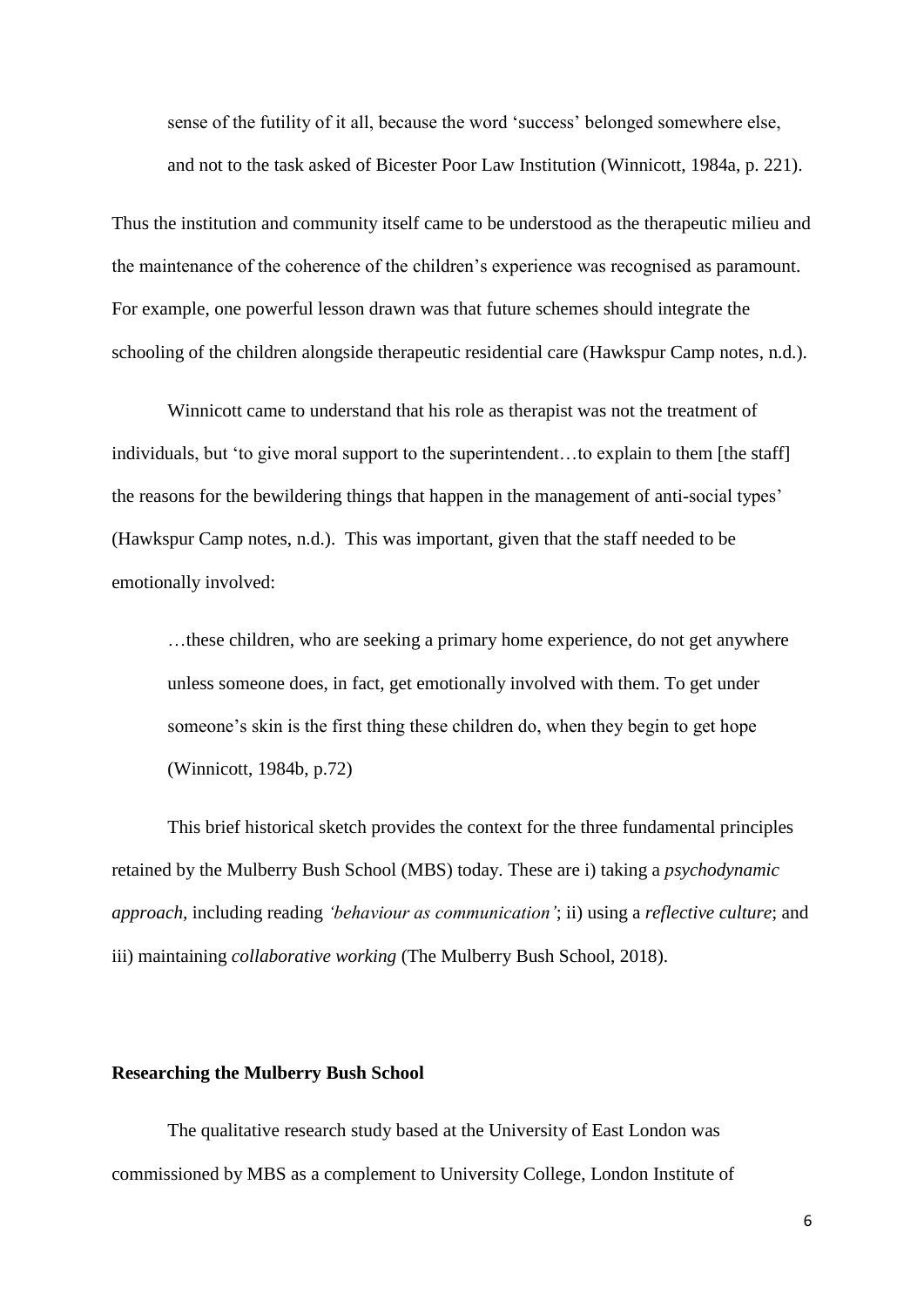> sense of the futility of it all, because the word 'success' belonged somewhere else, and not to the task asked of Bicester Poor Law Institution (Winnicott, 1984a, p. 221).

Thus the institution and community itself came to be understood as the therapeutic milieu and the maintenance of the coherence of the children's experience was recognised as paramount. For example, one powerful lesson drawn was that future schemes should integrate the schooling of the children alongside therapeutic residential care (Hawkspur Camp notes, n.d.).

Winnicott came to understand that his role as therapist was not the treatment of individuals, but 'to give moral support to the superintendent…to explain to them [the staff] the reasons for the bewildering things that happen in the management of anti-social types' (Hawkspur Camp notes, n.d.). This was important, given that the staff needed to be emotionally involved:

> …these children, who are seeking a primary home experience, do not get anywhere unless someone does, in fact, get emotionally involved with them. To get under someone's skin is the first thing these children do, when they begin to get hope (Winnicott, 1984b, p.72)

This brief historical sketch provides the context for the three fundamental principles retained by the Mulberry Bush School (MBS) today. These are i) taking a *psychodynamic approach*, including reading *'behaviour as communication'*; ii) using a *reflective culture*; and iii) maintaining *collaborative working* (The Mulberry Bush School, 2018).

**Researching the Mulberry Bush School**

The qualitative research study based at the University of East London was commissioned by MBS as a complement to University College, London Institute of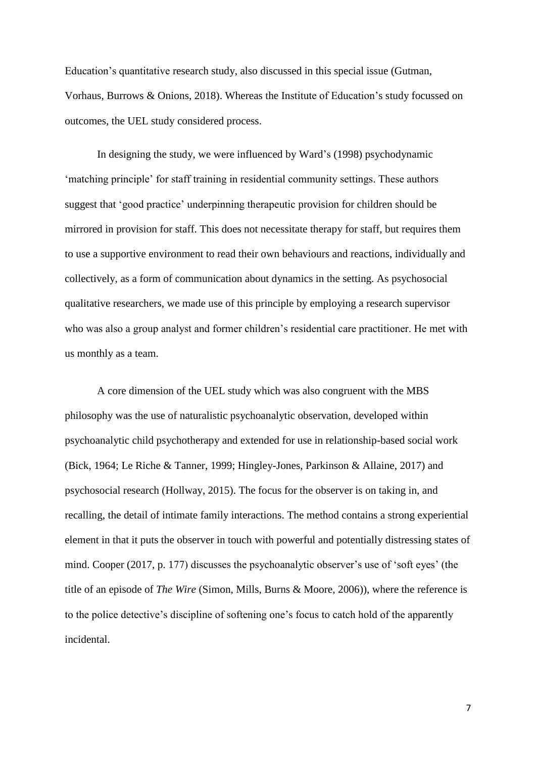Education's quantitative research study, also discussed in this special issue (Gutman, Vorhaus, Burrows & Onions, 2018). Whereas the Institute of Education's study focussed on outcomes, the UEL study considered process.

In designing the study, we were influenced by Ward's (1998) psychodynamic 'matching principle' for staff training in residential community settings. These authors suggest that 'good practice' underpinning therapeutic provision for children should be mirrored in provision for staff. This does not necessitate therapy for staff, but requires them to use a supportive environment to read their own behaviours and reactions, individually and collectively, as a form of communication about dynamics in the setting. As psychosocial qualitative researchers, we made use of this principle by employing a research supervisor who was also a group analyst and former children's residential care practitioner. He met with us monthly as a team.

A core dimension of the UEL study which was also congruent with the MBS philosophy was the use of naturalistic psychoanalytic observation, developed within psychoanalytic child psychotherapy and extended for use in relationship-based social work (Bick, 1964; Le Riche & Tanner, 1999; Hingley-Jones, Parkinson & Allaine, 2017) and psychosocial research (Hollway, 2015). The focus for the observer is on taking in, and recalling, the detail of intimate family interactions. The method contains a strong experiential element in that it puts the observer in touch with powerful and potentially distressing states of mind. Cooper (2017, p. 177) discusses the psychoanalytic observer's use of 'soft eyes' (the title of an episode of *The Wire* (Simon, Mills, Burns & Moore, 2006)), where the reference is to the police detective's discipline of softening one's focus to catch hold of the apparently incidental.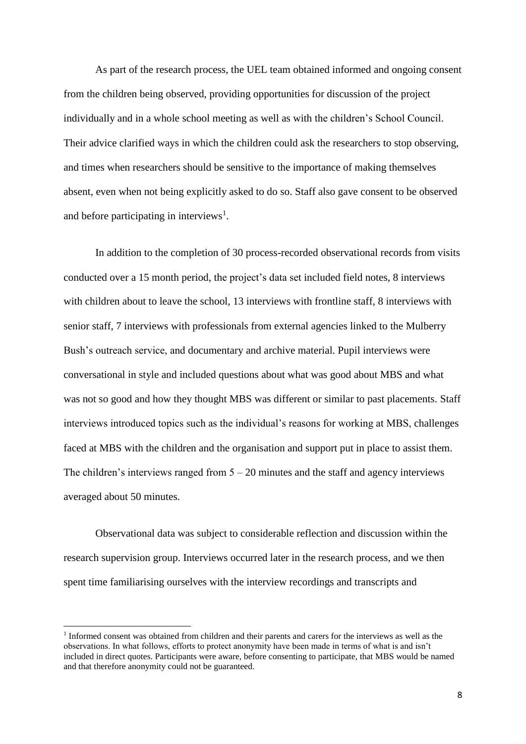As part of the research process, the UEL team obtained informed and ongoing consent from the children being observed, providing opportunities for discussion of the project individually and in a whole school meeting as well as with the children's School Council. Their advice clarified ways in which the children could ask the researchers to stop observing, and times when researchers should be sensitive to the importance of making themselves absent, even when not being explicitly asked to do so. Staff also gave consent to be observed and before participating in interviews[1].

In addition to the completion of 30 process-recorded observational records from visits conducted over a 15 month period, the project's data set included field notes, 8 interviews with children about to leave the school, 13 interviews with frontline staff, 8 interviews with senior staff, 7 interviews with professionals from external agencies linked to the Mulberry Bush's outreach service, and documentary and archive material. Pupil interviews were conversational in style and included questions about what was good about MBS and what was not so good and how they thought MBS was different or similar to past placements. Staff interviews introduced topics such as the individual's reasons for working at MBS, challenges faced at MBS with the children and the organisation and support put in place to assist them. The children's interviews ranged from 5 – 20 minutes and the staff and agency interviews averaged about 50 minutes.

Observational data was subject to considerable reflection and discussion within the research supervision group. Interviews occurred later in the research process, and we then spent time familiarising ourselves with the interview recordings and transcripts and

[1] Informed consent was obtained from children and their parents and carers for the interviews as well as the observations. In what follows, efforts to protect anonymity have been made in terms of what is and isn't included in direct quotes. Participants were aware, before consenting to participate, that MBS would be named and that therefore anonymity could not be guaranteed.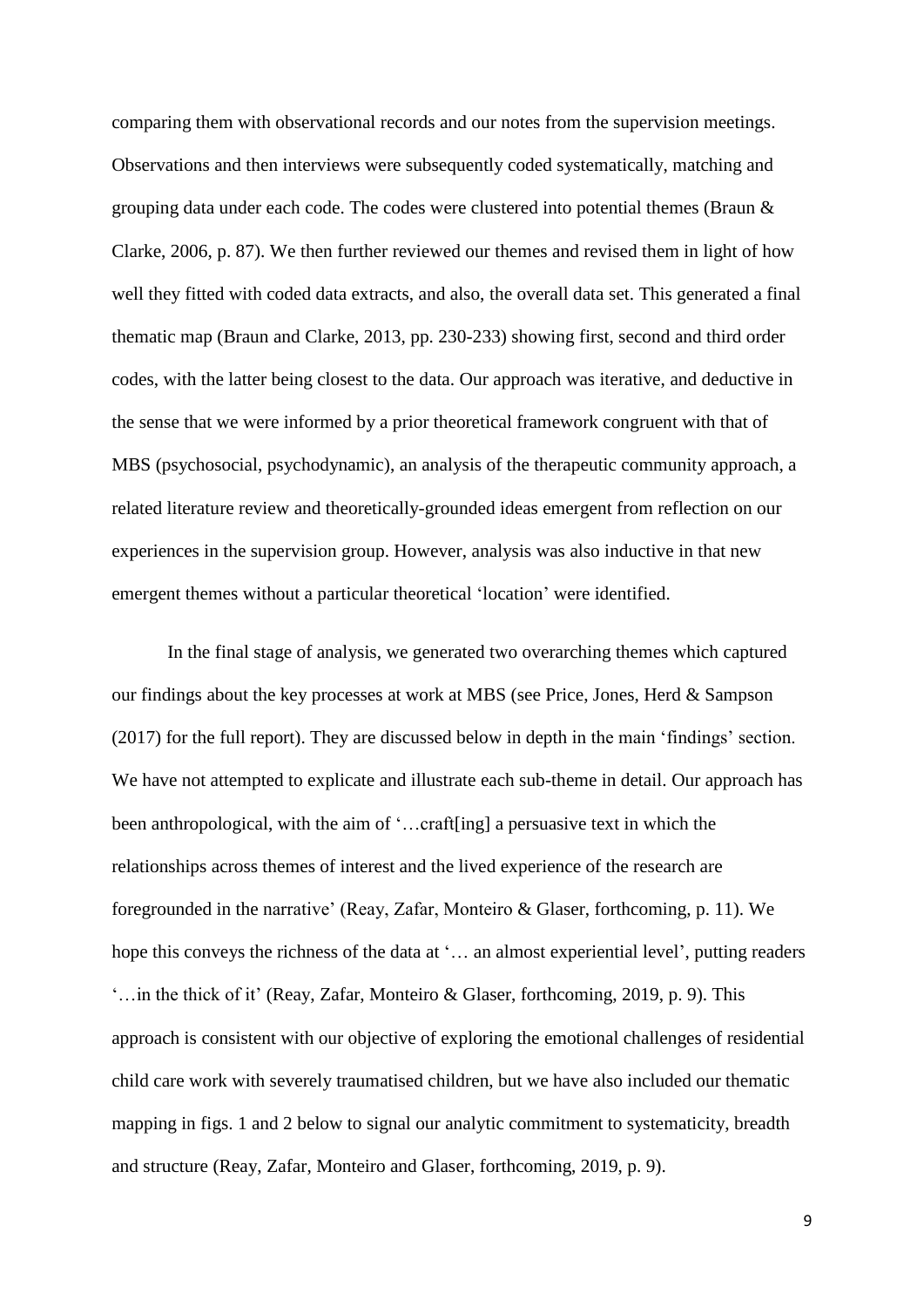comparing them with observational records and our notes from the supervision meetings. Observations and then interviews were subsequently coded systematically, matching and grouping data under each code. The codes were clustered into potential themes (Braun & Clarke, 2006, p. 87). We then further reviewed our themes and revised them in light of how well they fitted with coded data extracts, and also, the overall data set. This generated a final thematic map (Braun and Clarke, 2013, pp. 230-233) showing first, second and third order codes, with the latter being closest to the data. Our approach was iterative, and deductive in the sense that we were informed by a prior theoretical framework congruent with that of MBS (psychosocial, psychodynamic), an analysis of the therapeutic community approach, a related literature review and theoretically-grounded ideas emergent from reflection on our experiences in the supervision group. However, analysis was also inductive in that new emergent themes without a particular theoretical 'location' were identified.

In the final stage of analysis, we generated two overarching themes which captured our findings about the key processes at work at MBS (see Price, Jones, Herd & Sampson (2017) for the full report). They are discussed below in depth in the main 'findings' section. We have not attempted to explicate and illustrate each sub-theme in detail. Our approach has been anthropological, with the aim of '…craft[ing] a persuasive text in which the relationships across themes of interest and the lived experience of the research are foregrounded in the narrative' (Reay, Zafar, Monteiro & Glaser, forthcoming, p. 11). We hope this conveys the richness of the data at '… an almost experiential level', putting readers '…in the thick of it' (Reay, Zafar, Monteiro & Glaser, forthcoming, 2019, p. 9). This approach is consistent with our objective of exploring the emotional challenges of residential child care work with severely traumatised children, but we have also included our thematic mapping in figs. 1 and 2 below to signal our analytic commitment to systematicity, breadth and structure (Reay, Zafar, Monteiro and Glaser, forthcoming, 2019, p. 9).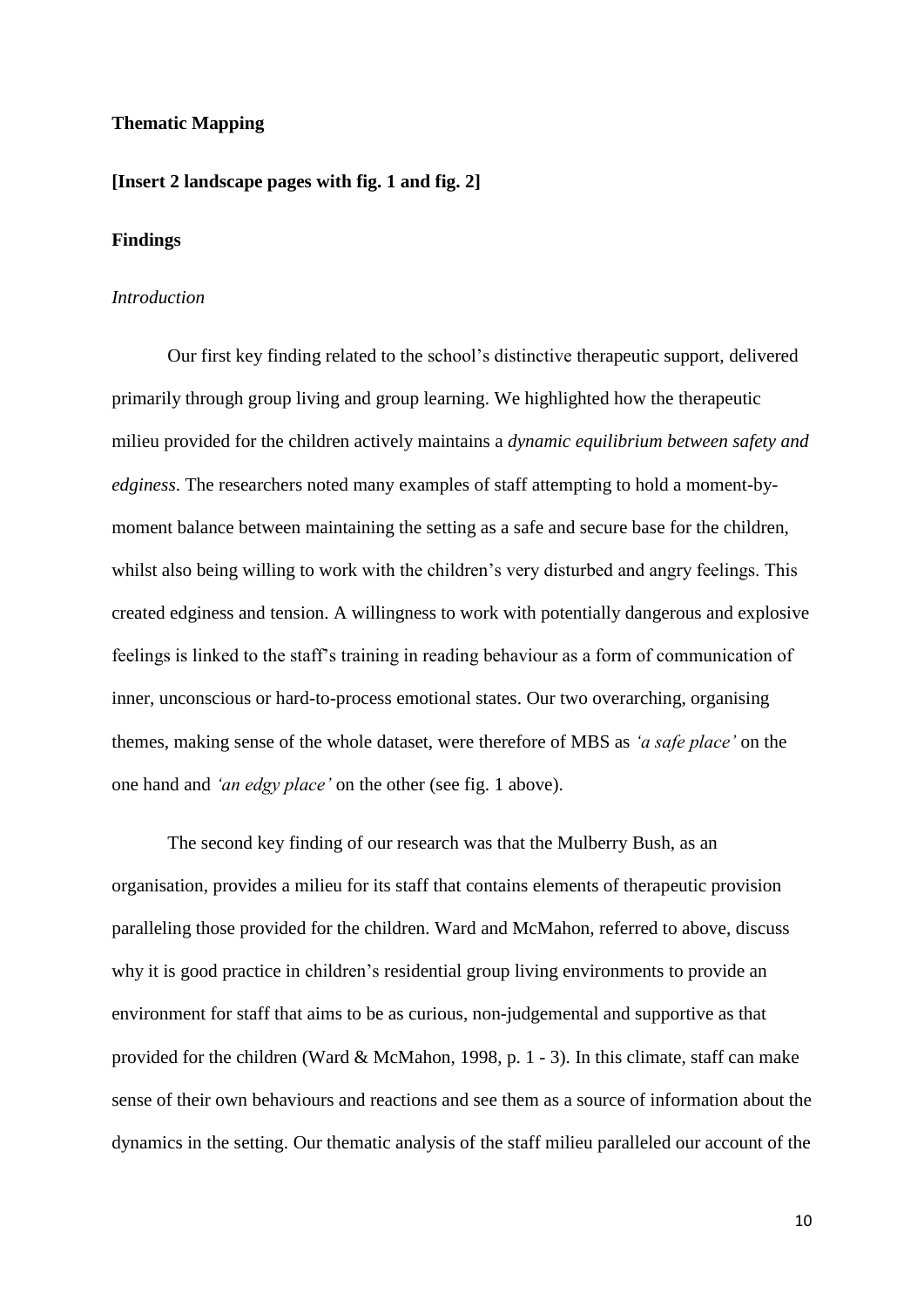**Thematic Mapping**

**[Insert 2 landscape pages with fig. 1 and fig. 2]**

**Findings**

*Introduction*

Our first key finding related to the school's distinctive therapeutic support, delivered primarily through group living and group learning. We highlighted how the therapeutic milieu provided for the children actively maintains a *dynamic equilibrium between safety and edginess*. The researchers noted many examples of staff attempting to hold a moment-by-moment balance between maintaining the setting as a safe and secure base for the children, whilst also being willing to work with the children's very disturbed and angry feelings. This created edginess and tension. A willingness to work with potentially dangerous and explosive feelings is linked to the staff's training in reading behaviour as a form of communication of inner, unconscious or hard-to-process emotional states. Our two overarching, organising themes, making sense of the whole dataset, were therefore of MBS as *'a safe place'* on the one hand and *'an edgy place'* on the other (see fig. 1 above).

The second key finding of our research was that the Mulberry Bush, as an organisation, provides a milieu for its staff that contains elements of therapeutic provision paralleling those provided for the children. Ward and McMahon, referred to above, discuss why it is good practice in children's residential group living environments to provide an environment for staff that aims to be as curious, non-judgemental and supportive as that provided for the children (Ward & McMahon, 1998, p. 1 - 3). In this climate, staff can make sense of their own behaviours and reactions and see them as a source of information about the dynamics in the setting. Our thematic analysis of the staff milieu paralleled our account of the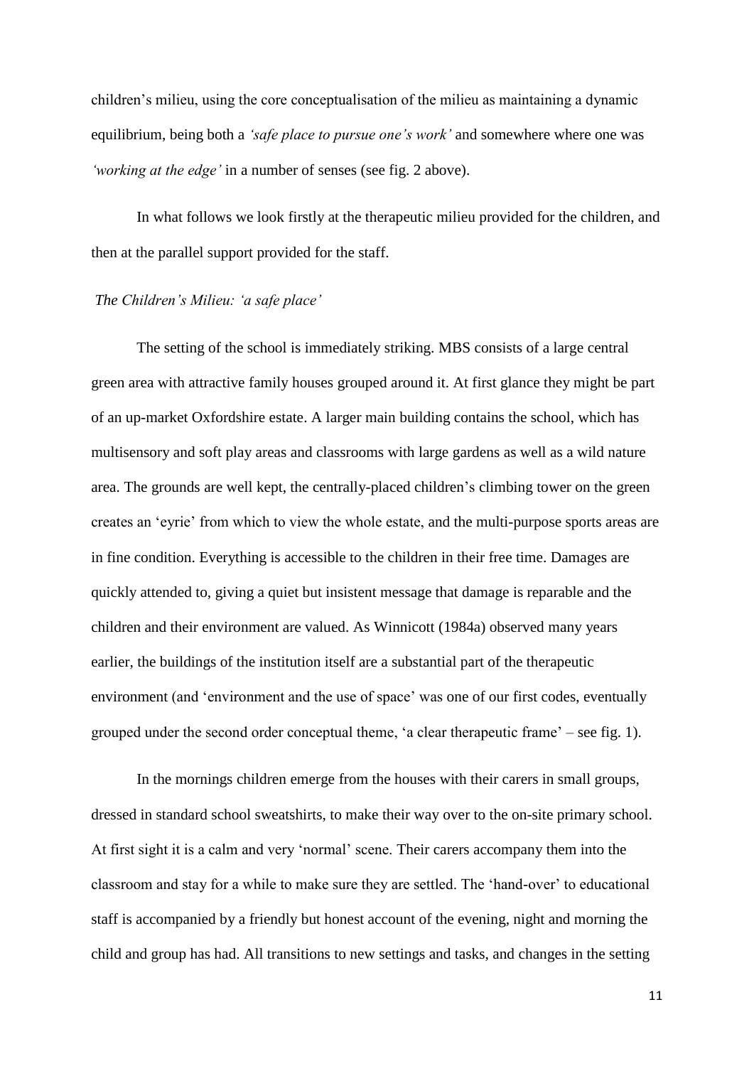children's milieu, using the core conceptualisation of the milieu as maintaining a dynamic equilibrium, being both a *'safe place to pursue one's work'* and somewhere where one was *'working at the edge'* in a number of senses (see fig. 2 above).

In what follows we look firstly at the therapeutic milieu provided for the children, and then at the parallel support provided for the staff.

*The Children's Milieu: 'a safe place'*

The setting of the school is immediately striking. MBS consists of a large central green area with attractive family houses grouped around it. At first glance they might be part of an up-market Oxfordshire estate. A larger main building contains the school, which has multisensory and soft play areas and classrooms with large gardens as well as a wild nature area. The grounds are well kept, the centrally-placed children's climbing tower on the green creates an 'eyrie' from which to view the whole estate, and the multi-purpose sports areas are in fine condition. Everything is accessible to the children in their free time. Damages are quickly attended to, giving a quiet but insistent message that damage is reparable and the children and their environment are valued. As Winnicott (1984a) observed many years earlier, the buildings of the institution itself are a substantial part of the therapeutic environment (and 'environment and the use of space' was one of our first codes, eventually grouped under the second order conceptual theme, 'a clear therapeutic frame' – see fig. 1).

In the mornings children emerge from the houses with their carers in small groups, dressed in standard school sweatshirts, to make their way over to the on-site primary school. At first sight it is a calm and very 'normal' scene. Their carers accompany them into the classroom and stay for a while to make sure they are settled. The 'hand-over' to educational staff is accompanied by a friendly but honest account of the evening, night and morning the child and group has had. All transitions to new settings and tasks, and changes in the setting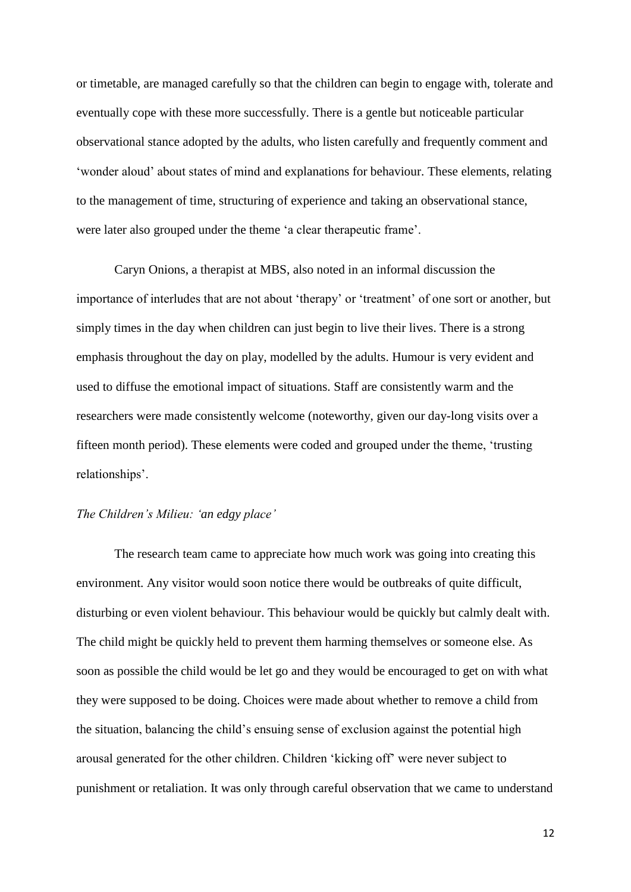or timetable, are managed carefully so that the children can begin to engage with, tolerate and eventually cope with these more successfully. There is a gentle but noticeable particular observational stance adopted by the adults, who listen carefully and frequently comment and 'wonder aloud' about states of mind and explanations for behaviour. These elements, relating to the management of time, structuring of experience and taking an observational stance, were later also grouped under the theme 'a clear therapeutic frame'.

Caryn Onions, a therapist at MBS, also noted in an informal discussion the importance of interludes that are not about 'therapy' or 'treatment' of one sort or another, but simply times in the day when children can just begin to live their lives. There is a strong emphasis throughout the day on play, modelled by the adults. Humour is very evident and used to diffuse the emotional impact of situations. Staff are consistently warm and the researchers were made consistently welcome (noteworthy, given our day-long visits over a fifteen month period). These elements were coded and grouped under the theme, 'trusting relationships'.

*The Children's Milieu: 'an edgy place'*

The research team came to appreciate how much work was going into creating this environment. Any visitor would soon notice there would be outbreaks of quite difficult, disturbing or even violent behaviour. This behaviour would be quickly but calmly dealt with. The child might be quickly held to prevent them harming themselves or someone else. As soon as possible the child would be let go and they would be encouraged to get on with what they were supposed to be doing. Choices were made about whether to remove a child from the situation, balancing the child's ensuing sense of exclusion against the potential high arousal generated for the other children. Children 'kicking off' were never subject to punishment or retaliation. It was only through careful observation that we came to understand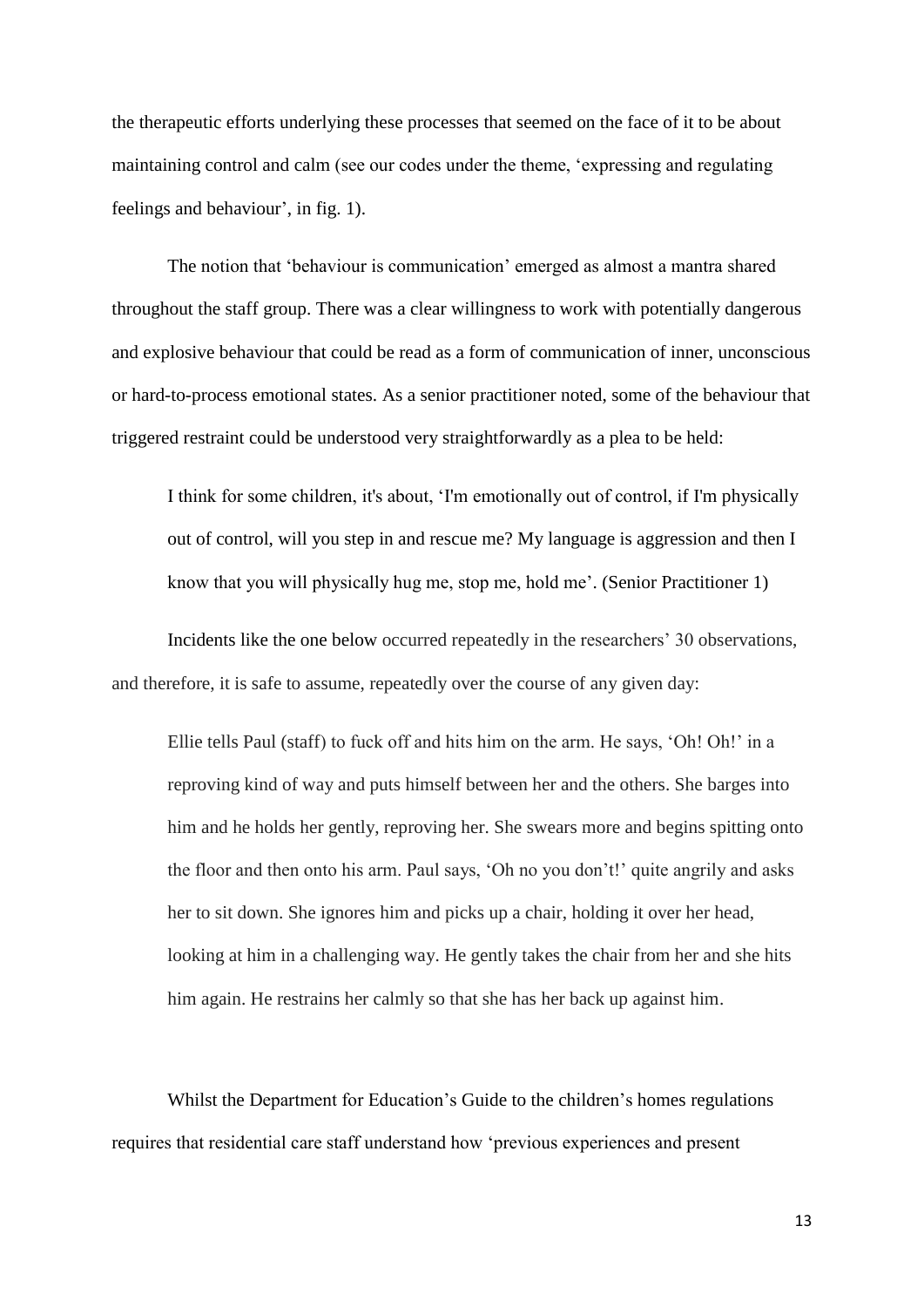the therapeutic efforts underlying these processes that seemed on the face of it to be about maintaining control and calm (see our codes under the theme, 'expressing and regulating feelings and behaviour', in fig. 1).

The notion that 'behaviour is communication' emerged as almost a mantra shared throughout the staff group. There was a clear willingness to work with potentially dangerous and explosive behaviour that could be read as a form of communication of inner, unconscious or hard-to-process emotional states. As a senior practitioner noted, some of the behaviour that triggered restraint could be understood very straightforwardly as a plea to be held:

> I think for some children, it's about, 'I'm emotionally out of control, if I'm physically out of control, will you step in and rescue me? My language is aggression and then I know that you will physically hug me, stop me, hold me'. (Senior Practitioner 1)

Incidents like the one below occurred repeatedly in the researchers' 30 observations, and therefore, it is safe to assume, repeatedly over the course of any given day:

> Ellie tells Paul (staff) to fuck off and hits him on the arm. He says, 'Oh! Oh!' in a reproving kind of way and puts himself between her and the others. She barges into him and he holds her gently, reproving her. She swears more and begins spitting onto the floor and then onto his arm. Paul says, 'Oh no you don't!' quite angrily and asks her to sit down. She ignores him and picks up a chair, holding it over her head, looking at him in a challenging way. He gently takes the chair from her and she hits him again. He restrains her calmly so that she has her back up against him.

Whilst the Department for Education's Guide to the children's homes regulations requires that residential care staff understand how 'previous experiences and present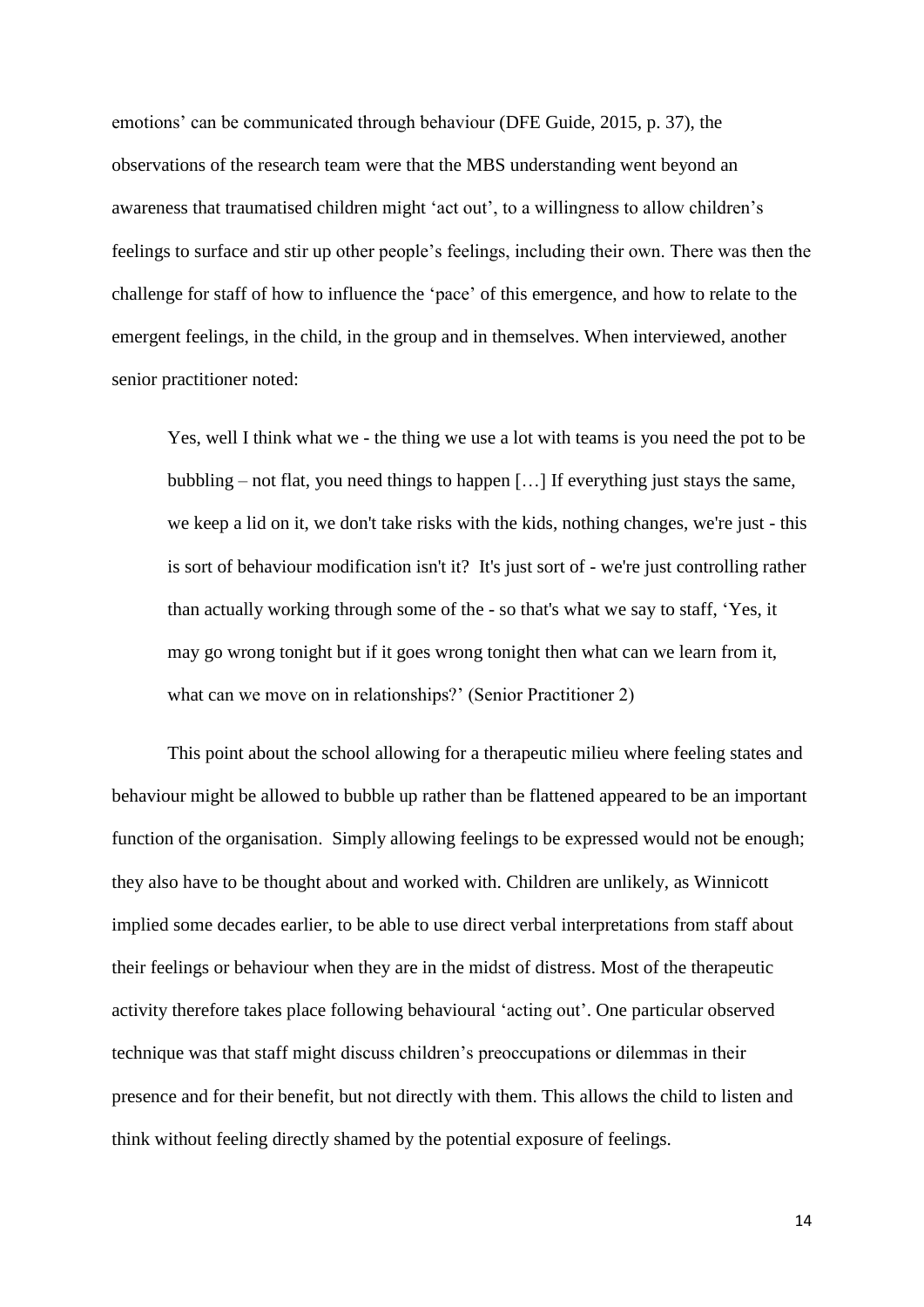emotions' can be communicated through behaviour (DFE Guide, 2015, p. 37), the observations of the research team were that the MBS understanding went beyond an awareness that traumatised children might 'act out', to a willingness to allow children's feelings to surface and stir up other people's feelings, including their own. There was then the challenge for staff of how to influence the 'pace' of this emergence, and how to relate to the emergent feelings, in the child, in the group and in themselves. When interviewed, another senior practitioner noted:

> Yes, well I think what we - the thing we use a lot with teams is you need the pot to be bubbling – not flat, you need things to happen […] If everything just stays the same, we keep a lid on it, we don't take risks with the kids, nothing changes, we're just - this is sort of behaviour modification isn't it? It's just sort of - we're just controlling rather than actually working through some of the - so that's what we say to staff, 'Yes, it may go wrong tonight but if it goes wrong tonight then what can we learn from it, what can we move on in relationships?' (Senior Practitioner 2)

This point about the school allowing for a therapeutic milieu where feeling states and behaviour might be allowed to bubble up rather than be flattened appeared to be an important function of the organisation. Simply allowing feelings to be expressed would not be enough; they also have to be thought about and worked with. Children are unlikely, as Winnicott implied some decades earlier, to be able to use direct verbal interpretations from staff about their feelings or behaviour when they are in the midst of distress. Most of the therapeutic activity therefore takes place following behavioural 'acting out'. One particular observed technique was that staff might discuss children's preoccupations or dilemmas in their presence and for their benefit, but not directly with them. This allows the child to listen and think without feeling directly shamed by the potential exposure of feelings.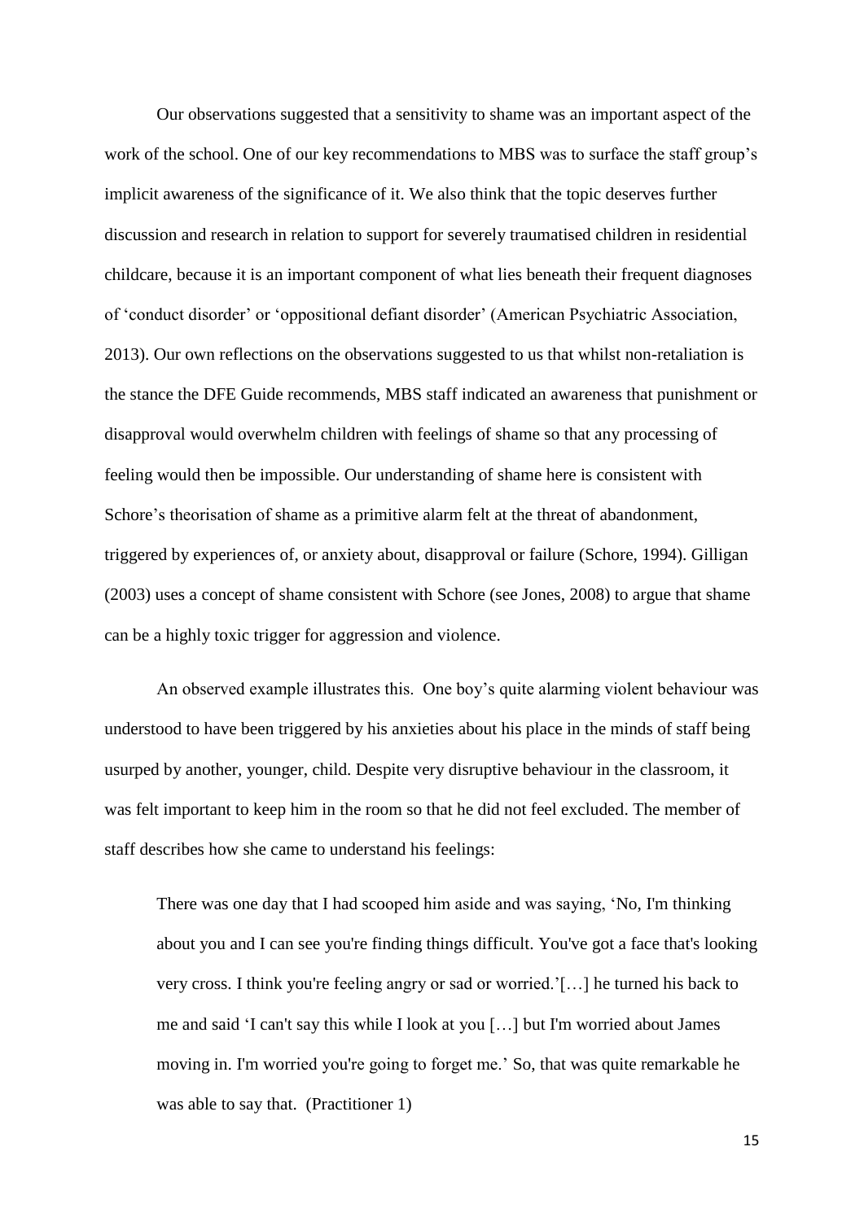Our observations suggested that a sensitivity to shame was an important aspect of the work of the school. One of our key recommendations to MBS was to surface the staff group's implicit awareness of the significance of it. We also think that the topic deserves further discussion and research in relation to support for severely traumatised children in residential childcare, because it is an important component of what lies beneath their frequent diagnoses of 'conduct disorder' or 'oppositional defiant disorder' (American Psychiatric Association, 2013). Our own reflections on the observations suggested to us that whilst non-retaliation is the stance the DFE Guide recommends, MBS staff indicated an awareness that punishment or disapproval would overwhelm children with feelings of shame so that any processing of feeling would then be impossible. Our understanding of shame here is consistent with Schore's theorisation of shame as a primitive alarm felt at the threat of abandonment, triggered by experiences of, or anxiety about, disapproval or failure (Schore, 1994). Gilligan (2003) uses a concept of shame consistent with Schore (see Jones, 2008) to argue that shame can be a highly toxic trigger for aggression and violence.

An observed example illustrates this. One boy's quite alarming violent behaviour was understood to have been triggered by his anxieties about his place in the minds of staff being usurped by another, younger, child. Despite very disruptive behaviour in the classroom, it was felt important to keep him in the room so that he did not feel excluded. The member of staff describes how she came to understand his feelings:

> There was one day that I had scooped him aside and was saying, 'No, I'm thinking about you and I can see you're finding things difficult. You've got a face that's looking very cross. I think you're feeling angry or sad or worried.'[…] he turned his back to me and said 'I can't say this while I look at you […] but I'm worried about James moving in. I'm worried you're going to forget me.' So, that was quite remarkable he was able to say that. (Practitioner 1)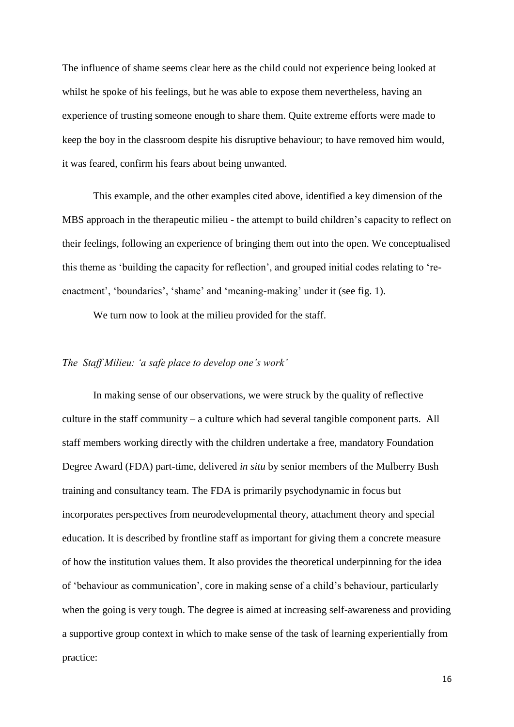The influence of shame seems clear here as the child could not experience being looked at whilst he spoke of his feelings, but he was able to expose them nevertheless, having an experience of trusting someone enough to share them. Quite extreme efforts were made to keep the boy in the classroom despite his disruptive behaviour; to have removed him would, it was feared, confirm his fears about being unwanted.

This example, and the other examples cited above, identified a key dimension of the MBS approach in the therapeutic milieu - the attempt to build children's capacity to reflect on their feelings, following an experience of bringing them out into the open. We conceptualised this theme as 'building the capacity for reflection', and grouped initial codes relating to 're-enactment', 'boundaries', 'shame' and 'meaning-making' under it (see fig. 1).

We turn now to look at the milieu provided for the staff.

### *The Staff Milieu: 'a safe place to develop one's work'*

In making sense of our observations, we were struck by the quality of reflective culture in the staff community – a culture which had several tangible component parts. All staff members working directly with the children undertake a free, mandatory Foundation Degree Award (FDA) part-time, delivered *in situ* by senior members of the Mulberry Bush training and consultancy team. The FDA is primarily psychodynamic in focus but incorporates perspectives from neurodevelopmental theory, attachment theory and special education. It is described by frontline staff as important for giving them a concrete measure of how the institution values them. It also provides the theoretical underpinning for the idea of 'behaviour as communication', core in making sense of a child's behaviour, particularly when the going is very tough. The degree is aimed at increasing self-awareness and providing a supportive group context in which to make sense of the task of learning experientially from practice: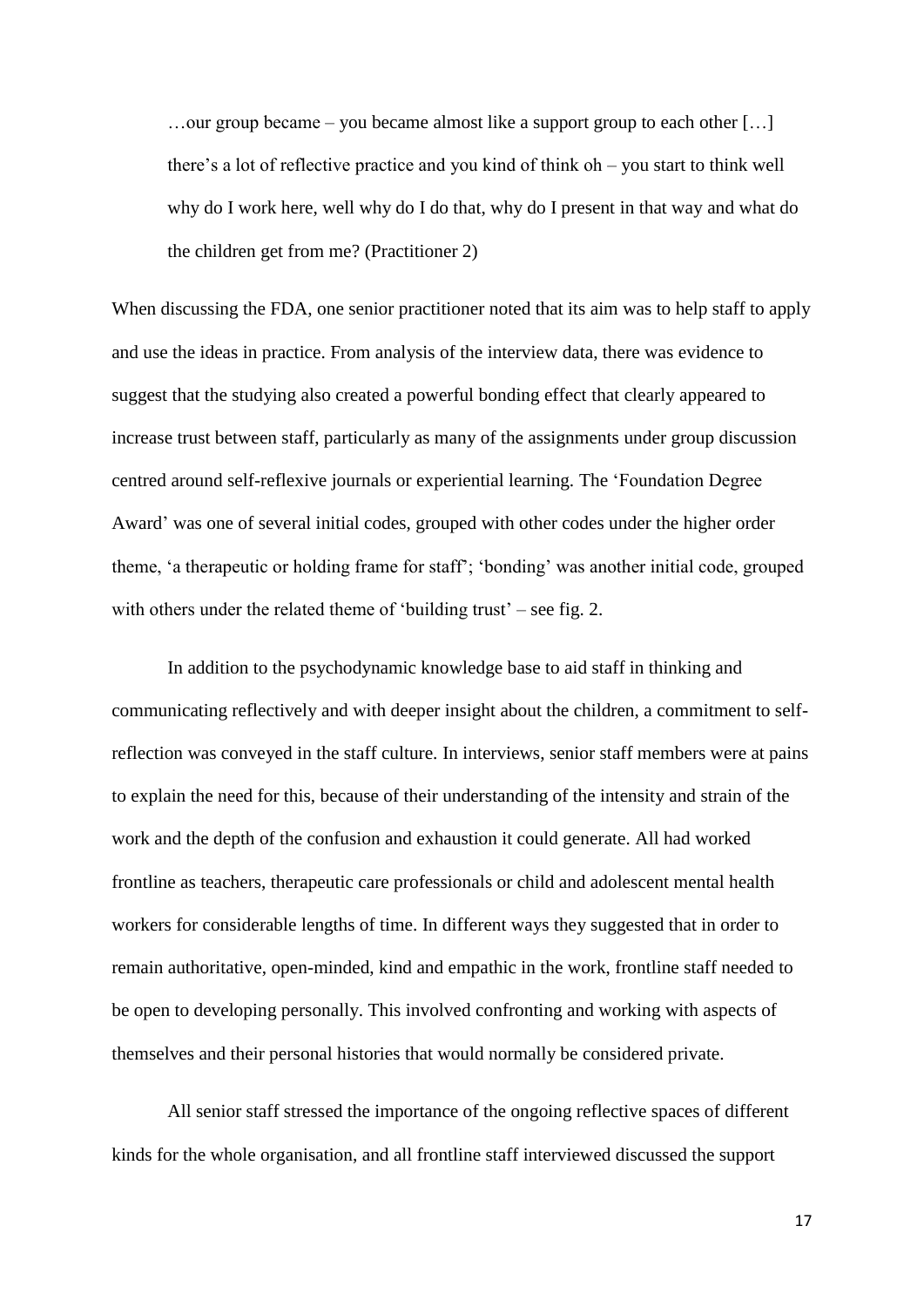> …our group became – you became almost like a support group to each other […] there's a lot of reflective practice and you kind of think oh – you start to think well why do I work here, well why do I do that, why do I present in that way and what do the children get from me? (Practitioner 2)

When discussing the FDA, one senior practitioner noted that its aim was to help staff to apply and use the ideas in practice. From analysis of the interview data, there was evidence to suggest that the studying also created a powerful bonding effect that clearly appeared to increase trust between staff, particularly as many of the assignments under group discussion centred around self-reflexive journals or experiential learning. The 'Foundation Degree Award' was one of several initial codes, grouped with other codes under the higher order theme, 'a therapeutic or holding frame for staff'; 'bonding' was another initial code, grouped with others under the related theme of 'building trust' – see fig. 2.

In addition to the psychodynamic knowledge base to aid staff in thinking and communicating reflectively and with deeper insight about the children, a commitment to self-reflection was conveyed in the staff culture. In interviews, senior staff members were at pains to explain the need for this, because of their understanding of the intensity and strain of the work and the depth of the confusion and exhaustion it could generate. All had worked frontline as teachers, therapeutic care professionals or child and adolescent mental health workers for considerable lengths of time. In different ways they suggested that in order to remain authoritative, open-minded, kind and empathic in the work, frontline staff needed to be open to developing personally. This involved confronting and working with aspects of themselves and their personal histories that would normally be considered private.

All senior staff stressed the importance of the ongoing reflective spaces of different kinds for the whole organisation, and all frontline staff interviewed discussed the support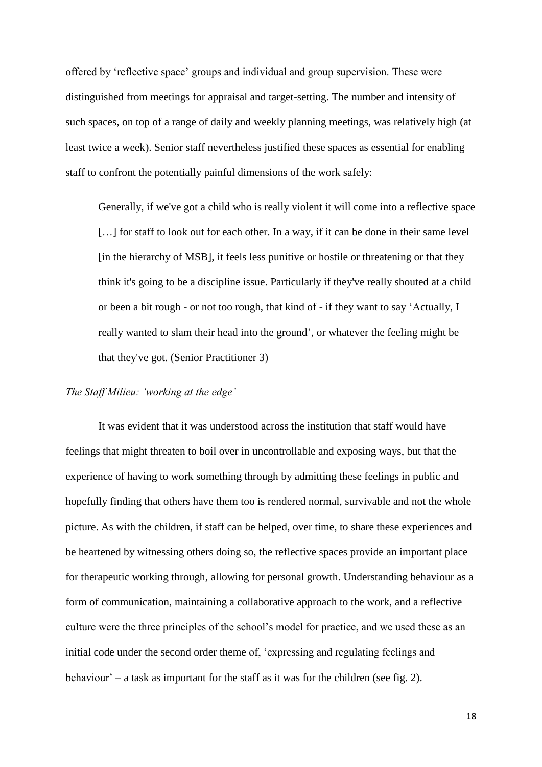offered by 'reflective space' groups and individual and group supervision. These were distinguished from meetings for appraisal and target-setting. The number and intensity of such spaces, on top of a range of daily and weekly planning meetings, was relatively high (at least twice a week). Senior staff nevertheless justified these spaces as essential for enabling staff to confront the potentially painful dimensions of the work safely:

> Generally, if we've got a child who is really violent it will come into a reflective space […] for staff to look out for each other. In a way, if it can be done in their same level [in the hierarchy of MSB], it feels less punitive or hostile or threatening or that they think it's going to be a discipline issue. Particularly if they've really shouted at a child or been a bit rough - or not too rough, that kind of - if they want to say 'Actually, I really wanted to slam their head into the ground', or whatever the feeling might be that they've got. (Senior Practitioner 3)

*The Staff Milieu: 'working at the edge'*

It was evident that it was understood across the institution that staff would have feelings that might threaten to boil over in uncontrollable and exposing ways, but that the experience of having to work something through by admitting these feelings in public and hopefully finding that others have them too is rendered normal, survivable and not the whole picture. As with the children, if staff can be helped, over time, to share these experiences and be heartened by witnessing others doing so, the reflective spaces provide an important place for therapeutic working through, allowing for personal growth. Understanding behaviour as a form of communication, maintaining a collaborative approach to the work, and a reflective culture were the three principles of the school's model for practice, and we used these as an initial code under the second order theme of, 'expressing and regulating feelings and behaviour' – a task as important for the staff as it was for the children (see fig. 2).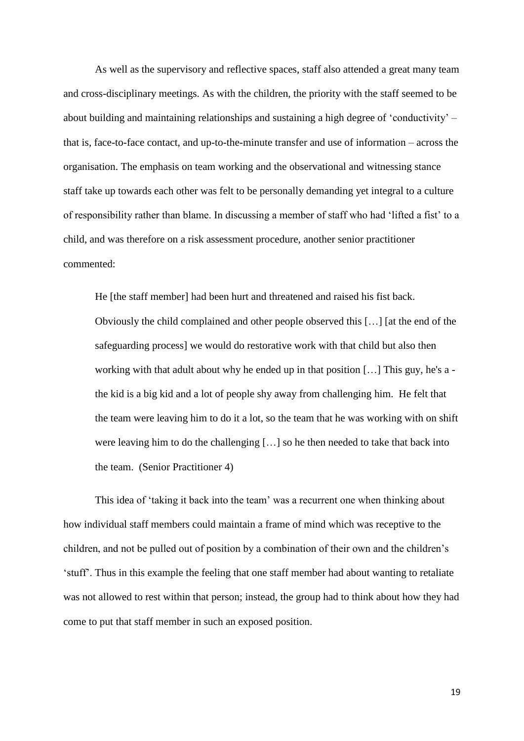As well as the supervisory and reflective spaces, staff also attended a great many team and cross-disciplinary meetings. As with the children, the priority with the staff seemed to be about building and maintaining relationships and sustaining a high degree of 'conductivity' – that is, face-to-face contact, and up-to-the-minute transfer and use of information – across the organisation. The emphasis on team working and the observational and witnessing stance staff take up towards each other was felt to be personally demanding yet integral to a culture of responsibility rather than blame. In discussing a member of staff who had 'lifted a fist' to a child, and was therefore on a risk assessment procedure, another senior practitioner commented:

> He [the staff member] had been hurt and threatened and raised his fist back. Obviously the child complained and other people observed this […] [at the end of the safeguarding process] we would do restorative work with that child but also then working with that adult about why he ended up in that position […] This guy, he's a - the kid is a big kid and a lot of people shy away from challenging him. He felt that the team were leaving him to do it a lot, so the team that he was working with on shift were leaving him to do the challenging […] so he then needed to take that back into the team. (Senior Practitioner 4)

This idea of 'taking it back into the team' was a recurrent one when thinking about how individual staff members could maintain a frame of mind which was receptive to the children, and not be pulled out of position by a combination of their own and the children's 'stuff'. Thus in this example the feeling that one staff member had about wanting to retaliate was not allowed to rest within that person; instead, the group had to think about how they had come to put that staff member in such an exposed position.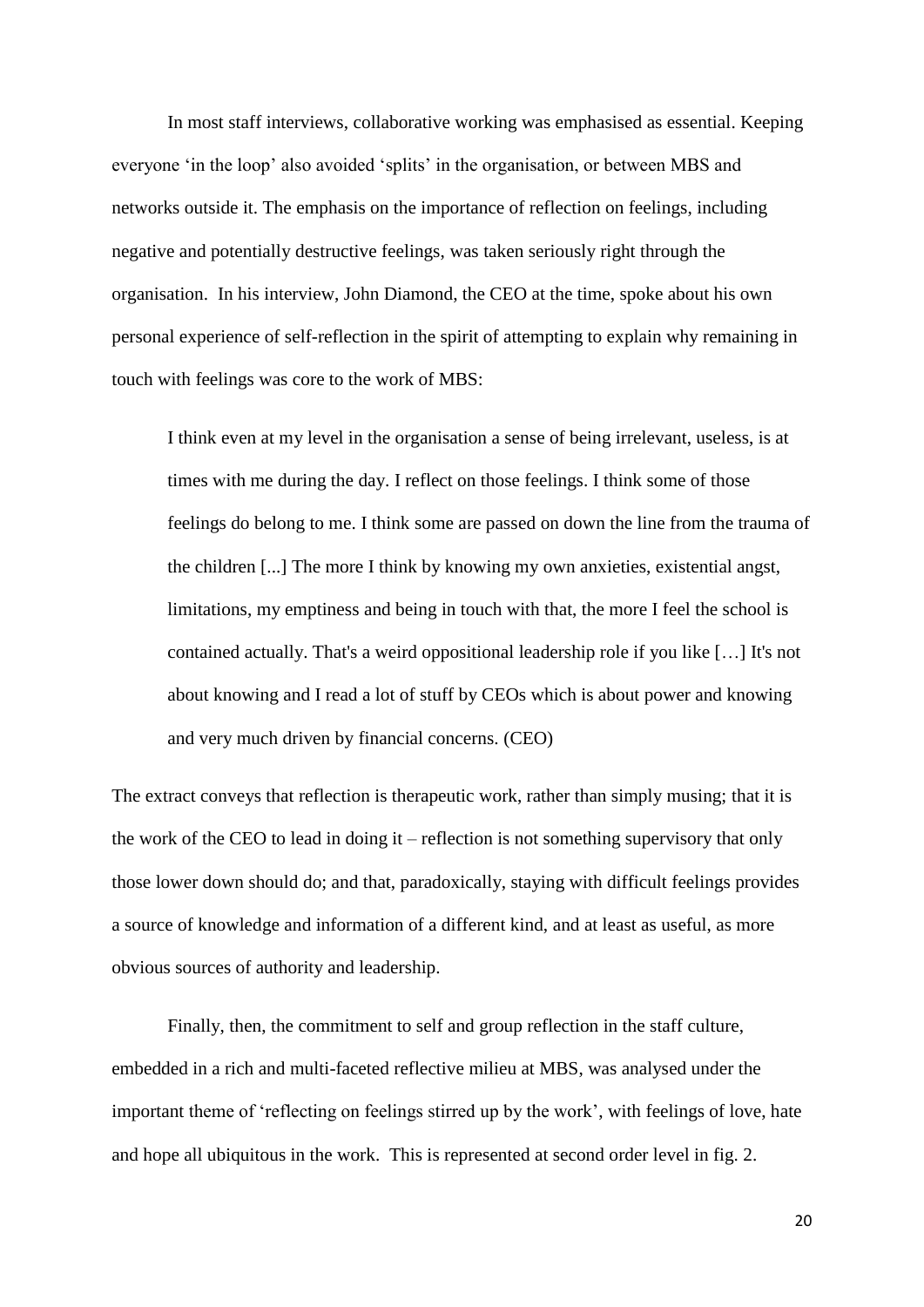In most staff interviews, collaborative working was emphasised as essential. Keeping everyone 'in the loop' also avoided 'splits' in the organisation, or between MBS and networks outside it. The emphasis on the importance of reflection on feelings, including negative and potentially destructive feelings, was taken seriously right through the organisation. In his interview, John Diamond, the CEO at the time, spoke about his own personal experience of self-reflection in the spirit of attempting to explain why remaining in touch with feelings was core to the work of MBS:

> I think even at my level in the organisation a sense of being irrelevant, useless, is at times with me during the day. I reflect on those feelings. I think some of those feelings do belong to me. I think some are passed on down the line from the trauma of the children [...] The more I think by knowing my own anxieties, existential angst, limitations, my emptiness and being in touch with that, the more I feel the school is contained actually. That's a weird oppositional leadership role if you like […] It's not about knowing and I read a lot of stuff by CEOs which is about power and knowing and very much driven by financial concerns. (CEO)

The extract conveys that reflection is therapeutic work, rather than simply musing; that it is the work of the CEO to lead in doing it – reflection is not something supervisory that only those lower down should do; and that, paradoxically, staying with difficult feelings provides a source of knowledge and information of a different kind, and at least as useful, as more obvious sources of authority and leadership.

Finally, then, the commitment to self and group reflection in the staff culture, embedded in a rich and multi-faceted reflective milieu at MBS, was analysed under the important theme of 'reflecting on feelings stirred up by the work', with feelings of love, hate and hope all ubiquitous in the work. This is represented at second order level in fig. 2.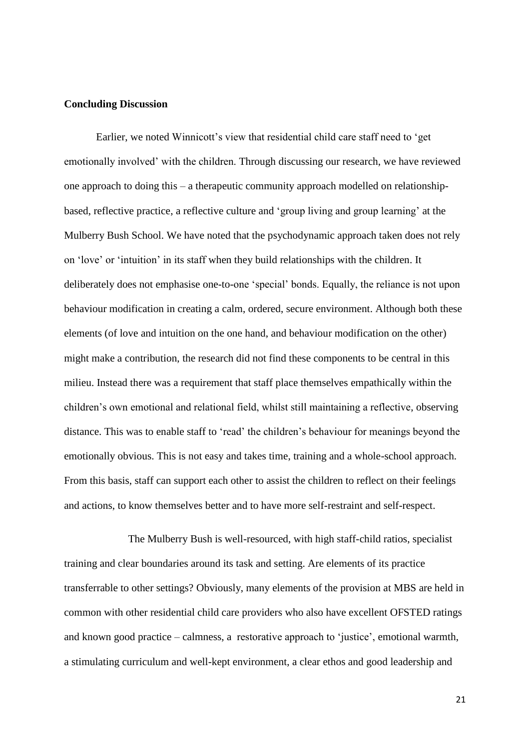**Concluding Discussion**

Earlier, we noted Winnicott's view that residential child care staff need to 'get emotionally involved' with the children. Through discussing our research, we have reviewed one approach to doing this – a therapeutic community approach modelled on relationship-based, reflective practice, a reflective culture and 'group living and group learning' at the Mulberry Bush School. We have noted that the psychodynamic approach taken does not rely on 'love' or 'intuition' in its staff when they build relationships with the children. It deliberately does not emphasise one-to-one 'special' bonds. Equally, the reliance is not upon behaviour modification in creating a calm, ordered, secure environment. Although both these elements (of love and intuition on the one hand, and behaviour modification on the other) might make a contribution, the research did not find these components to be central in this milieu. Instead there was a requirement that staff place themselves empathically within the children's own emotional and relational field, whilst still maintaining a reflective, observing distance. This was to enable staff to 'read' the children's behaviour for meanings beyond the emotionally obvious. This is not easy and takes time, training and a whole-school approach. From this basis, staff can support each other to assist the children to reflect on their feelings and actions, to know themselves better and to have more self-restraint and self-respect.

The Mulberry Bush is well-resourced, with high staff-child ratios, specialist training and clear boundaries around its task and setting. Are elements of its practice transferrable to other settings? Obviously, many elements of the provision at MBS are held in common with other residential child care providers who also have excellent OFSTED ratings and known good practice – calmness, a restorative approach to 'justice', emotional warmth, a stimulating curriculum and well-kept environment, a clear ethos and good leadership and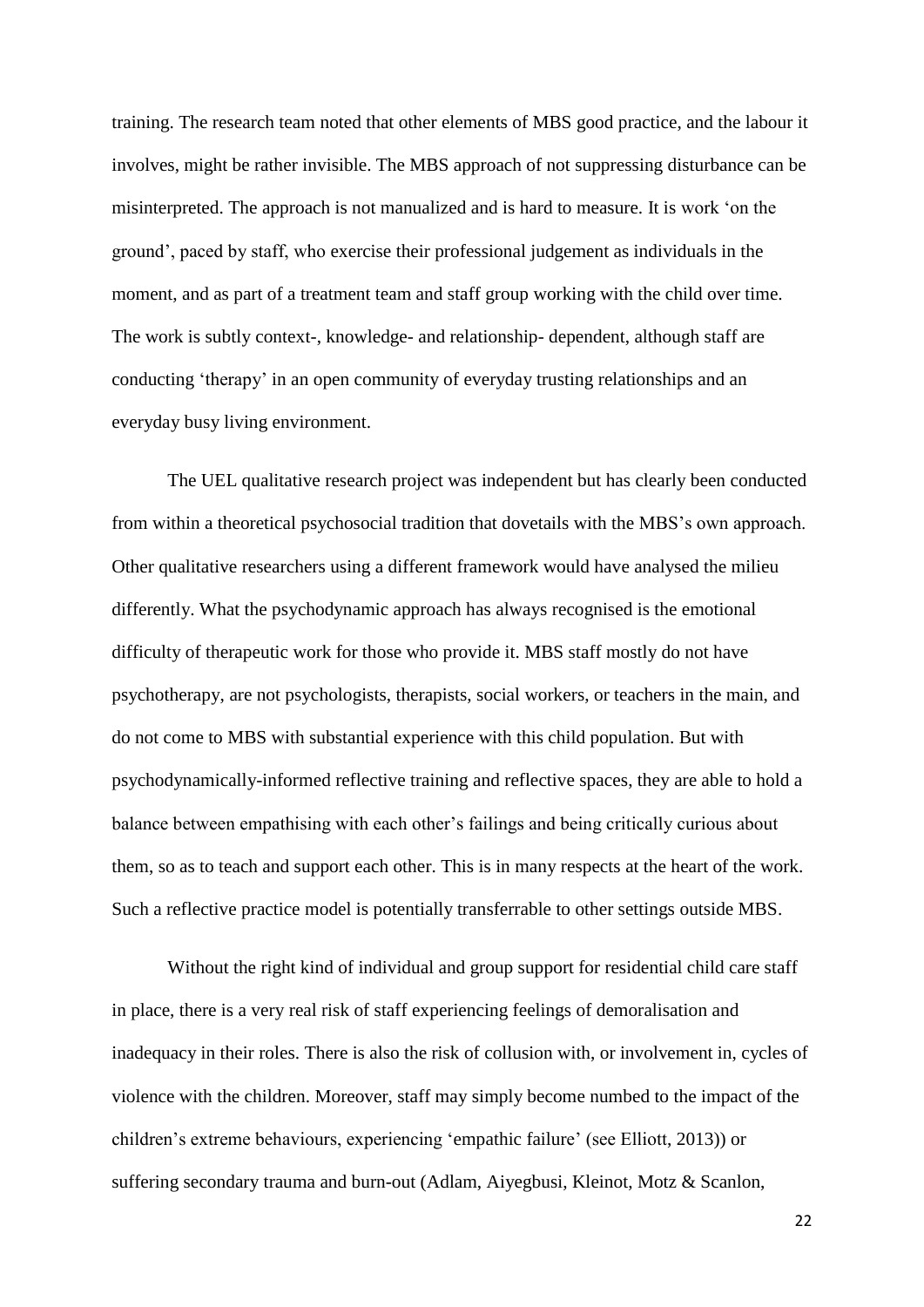training. The research team noted that other elements of MBS good practice, and the labour it involves, might be rather invisible. The MBS approach of not suppressing disturbance can be misinterpreted. The approach is not manualized and is hard to measure. It is work 'on the ground', paced by staff, who exercise their professional judgement as individuals in the moment, and as part of a treatment team and staff group working with the child over time. The work is subtly context-, knowledge- and relationship- dependent, although staff are conducting 'therapy' in an open community of everyday trusting relationships and an everyday busy living environment.

The UEL qualitative research project was independent but has clearly been conducted from within a theoretical psychosocial tradition that dovetails with the MBS's own approach. Other qualitative researchers using a different framework would have analysed the milieu differently. What the psychodynamic approach has always recognised is the emotional difficulty of therapeutic work for those who provide it. MBS staff mostly do not have psychotherapy, are not psychologists, therapists, social workers, or teachers in the main, and do not come to MBS with substantial experience with this child population. But with psychodynamically-informed reflective training and reflective spaces, they are able to hold a balance between empathising with each other's failings and being critically curious about them, so as to teach and support each other. This is in many respects at the heart of the work. Such a reflective practice model is potentially transferrable to other settings outside MBS.

Without the right kind of individual and group support for residential child care staff in place, there is a very real risk of staff experiencing feelings of demoralisation and inadequacy in their roles. There is also the risk of collusion with, or involvement in, cycles of violence with the children. Moreover, staff may simply become numbed to the impact of the children's extreme behaviours, experiencing 'empathic failure' (see Elliott, 2013)) or suffering secondary trauma and burn-out (Adlam, Aiyegbusi, Kleinot, Motz & Scanlon,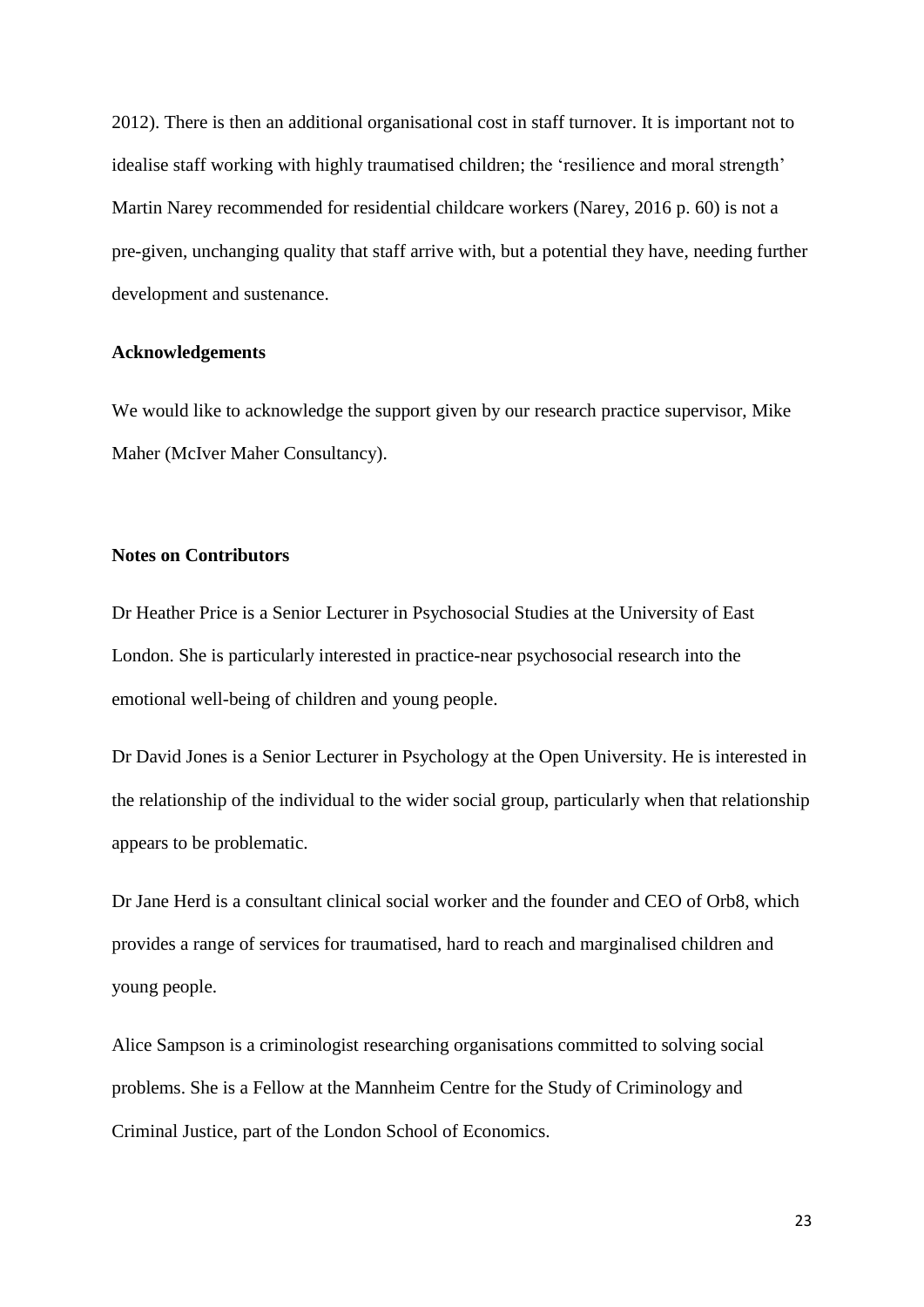2012). There is then an additional organisational cost in staff turnover. It is important not to idealise staff working with highly traumatised children; the 'resilience and moral strength' Martin Narey recommended for residential childcare workers (Narey, 2016 p. 60) is not a pre-given, unchanging quality that staff arrive with, but a potential they have, needing further development and sustenance.

## Acknowledgements

We would like to acknowledge the support given by our research practice supervisor, Mike Maher (McIver Maher Consultancy).

## Notes on Contributors

Dr Heather Price is a Senior Lecturer in Psychosocial Studies at the University of East London. She is particularly interested in practice-near psychosocial research into the emotional well-being of children and young people.

Dr David Jones is a Senior Lecturer in Psychology at the Open University. He is interested in the relationship of the individual to the wider social group, particularly when that relationship appears to be problematic.

Dr Jane Herd is a consultant clinical social worker and the founder and CEO of Orb8, which provides a range of services for traumatised, hard to reach and marginalised children and young people.

Alice Sampson is a criminologist researching organisations committed to solving social problems. She is a Fellow at the Mannheim Centre for the Study of Criminology and Criminal Justice, part of the London School of Economics.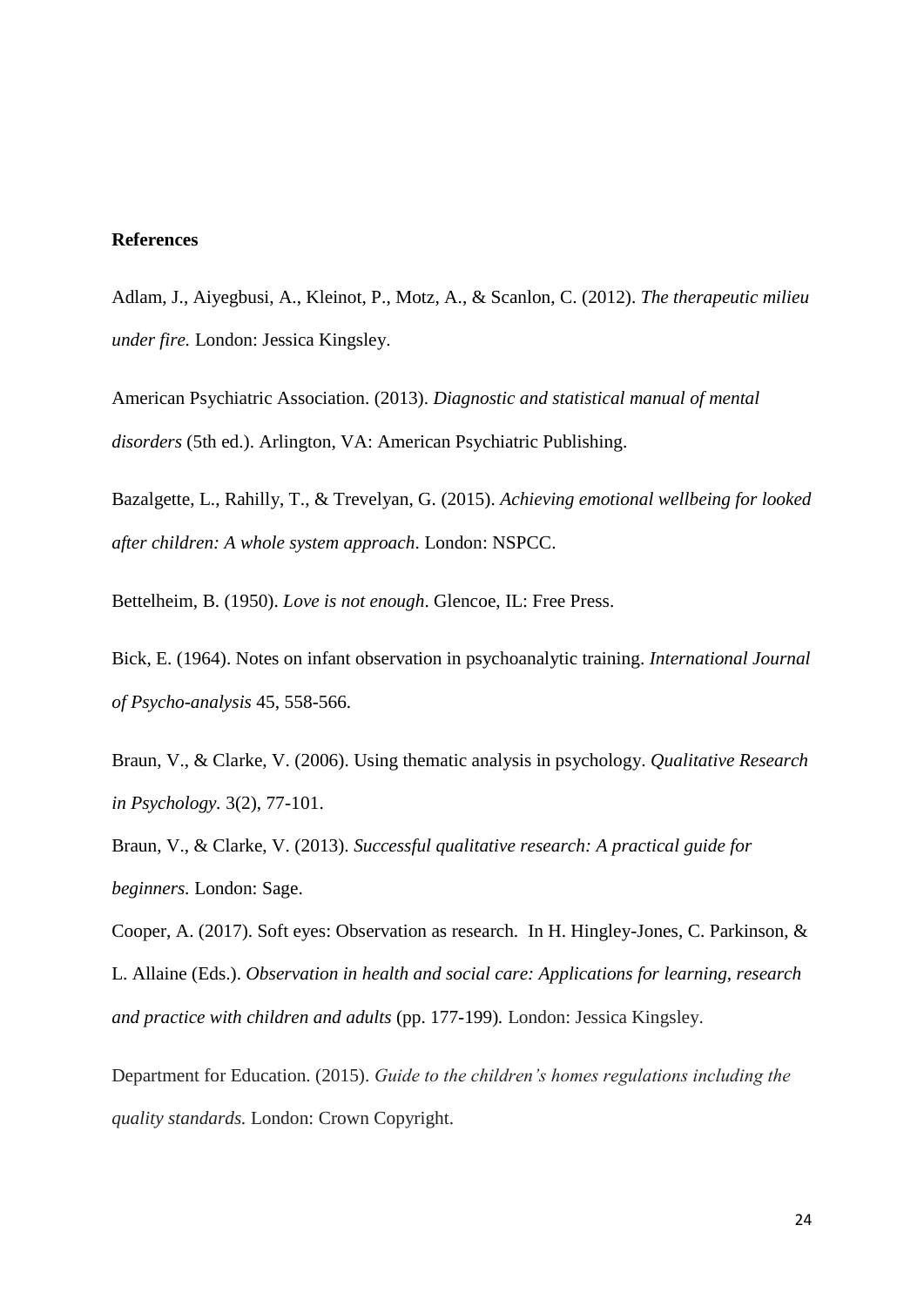**References**

Adlam, J., Aiyegbusi, A., Kleinot, P., Motz, A., & Scanlon, C. (2012). *The therapeutic milieu under fire.* London: Jessica Kingsley.

American Psychiatric Association. (2013). *Diagnostic and statistical manual of mental disorders* (5th ed.). Arlington, VA: American Psychiatric Publishing.

Bazalgette, L., Rahilly, T., & Trevelyan, G. (2015). *Achieving emotional wellbeing for looked after children: A whole system approach*. London: NSPCC.

Bettelheim, B. (1950). *Love is not enough*. Glencoe, IL: Free Press.

Bick, E. (1964). Notes on infant observation in psychoanalytic training. *International Journal of Psycho-analysis* 45, 558-566.

Braun, V., & Clarke, V. (2006). Using thematic analysis in psychology. *Qualitative Research in Psychology.* 3(2), 77-101.

Braun, V., & Clarke, V. (2013). *Successful qualitative research: A practical guide for beginners.* London: Sage.

Cooper, A. (2017). Soft eyes: Observation as research. In H. Hingley-Jones, C. Parkinson, & L. Allaine (Eds.). *Observation in health and social care: Applications for learning, research and practice with children and adults* (pp. 177-199)*.* London: Jessica Kingsley.

Department for Education. (2015). *Guide to the children's homes regulations including the quality standards.* London: Crown Copyright.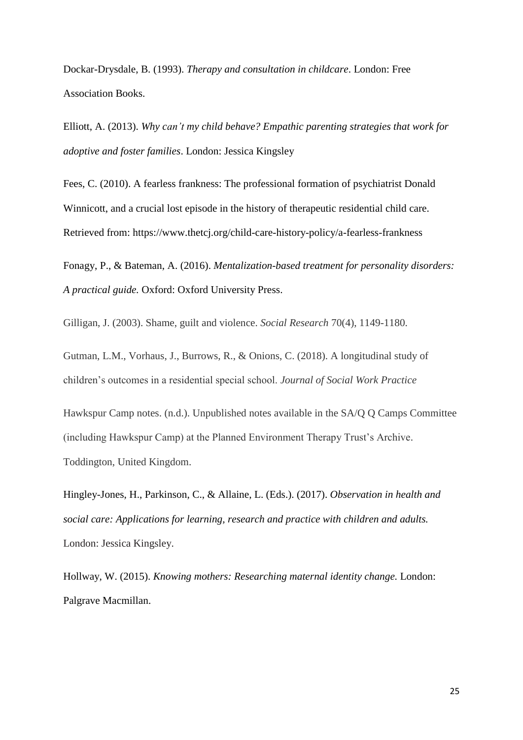Dockar-Drysdale, B. (1993). *Therapy and consultation in childcare*. London: Free Association Books.

Elliott, A. (2013). *Why can't my child behave? Empathic parenting strategies that work for adoptive and foster families*. London: Jessica Kingsley

Fees, C. (2010). A fearless frankness: The professional formation of psychiatrist Donald Winnicott, and a crucial lost episode in the history of therapeutic residential child care. Retrieved from: https://www.thetcj.org/child-care-history-policy/a-fearless-frankness

Fonagy, P., & Bateman, A. (2016). *Mentalization-based treatment for personality disorders: A practical guide.* Oxford: Oxford University Press.

Gilligan, J. (2003). Shame, guilt and violence. *Social Research* 70(4), 1149-1180.

Gutman, L.M., Vorhaus, J., Burrows, R., & Onions, C. (2018). A longitudinal study of children's outcomes in a residential special school. *Journal of Social Work Practice*

Hawkspur Camp notes. (n.d.). Unpublished notes available in the SA/Q Q Camps Committee (including Hawkspur Camp) at the Planned Environment Therapy Trust's Archive. Toddington, United Kingdom.

Hingley-Jones, H., Parkinson, C., & Allaine, L. (Eds.). (2017). *Observation in health and social care: Applications for learning, research and practice with children and adults.* London: Jessica Kingsley.

Hollway, W. (2015). *Knowing mothers: Researching maternal identity change.* London: Palgrave Macmillan.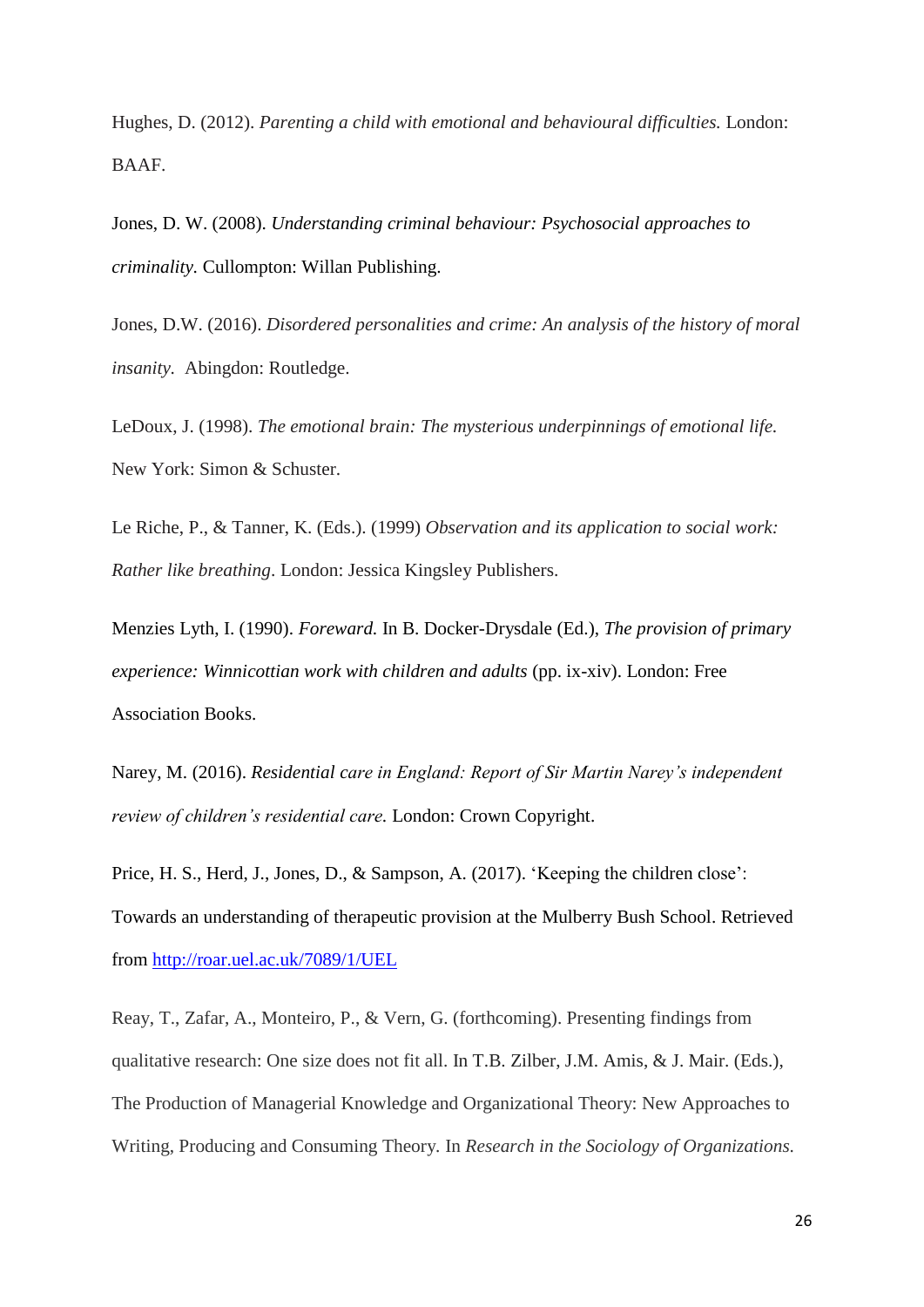Hughes, D. (2012). *Parenting a child with emotional and behavioural difficulties.* London: BAAF.

Jones, D. W. (2008). *Understanding criminal behaviour: Psychosocial approaches to criminality.* Cullompton: Willan Publishing.

Jones, D.W. (2016). *Disordered personalities and crime: An analysis of the history of moral insanity.* Abingdon: Routledge.

LeDoux, J. (1998). *The emotional brain: The mysterious underpinnings of emotional life.* New York: Simon & Schuster.

Le Riche, P., & Tanner, K. (Eds.). (1999) *Observation and its application to social work: Rather like breathing*. London: Jessica Kingsley Publishers.

Menzies Lyth, I. (1990). *Foreward.* In B. Docker-Drysdale (Ed.), *The provision of primary experience: Winnicottian work with children and adults* (pp. ix-xiv). London: Free Association Books.

Narey, M. (2016). *Residential care in England: Report of Sir Martin Narey's independent review of children's residential care.* London: Crown Copyright.

Price, H. S., Herd, J., Jones, D., & Sampson, A. (2017). 'Keeping the children close': Towards an understanding of therapeutic provision at the Mulberry Bush School. Retrieved from [http://roar.uel.ac.uk/7089/1/UEL](http://roar.uel.ac.uk/7089/1/UEL)

Reay, T., Zafar, A., Monteiro, P., & Vern, G. (forthcoming). Presenting findings from qualitative research: One size does not fit all. In T.B. Zilber, J.M. Amis, & J. Mair. (Eds.), The Production of Managerial Knowledge and Organizational Theory: New Approaches to Writing, Producing and Consuming Theory. In *Research in the Sociology of Organizations.*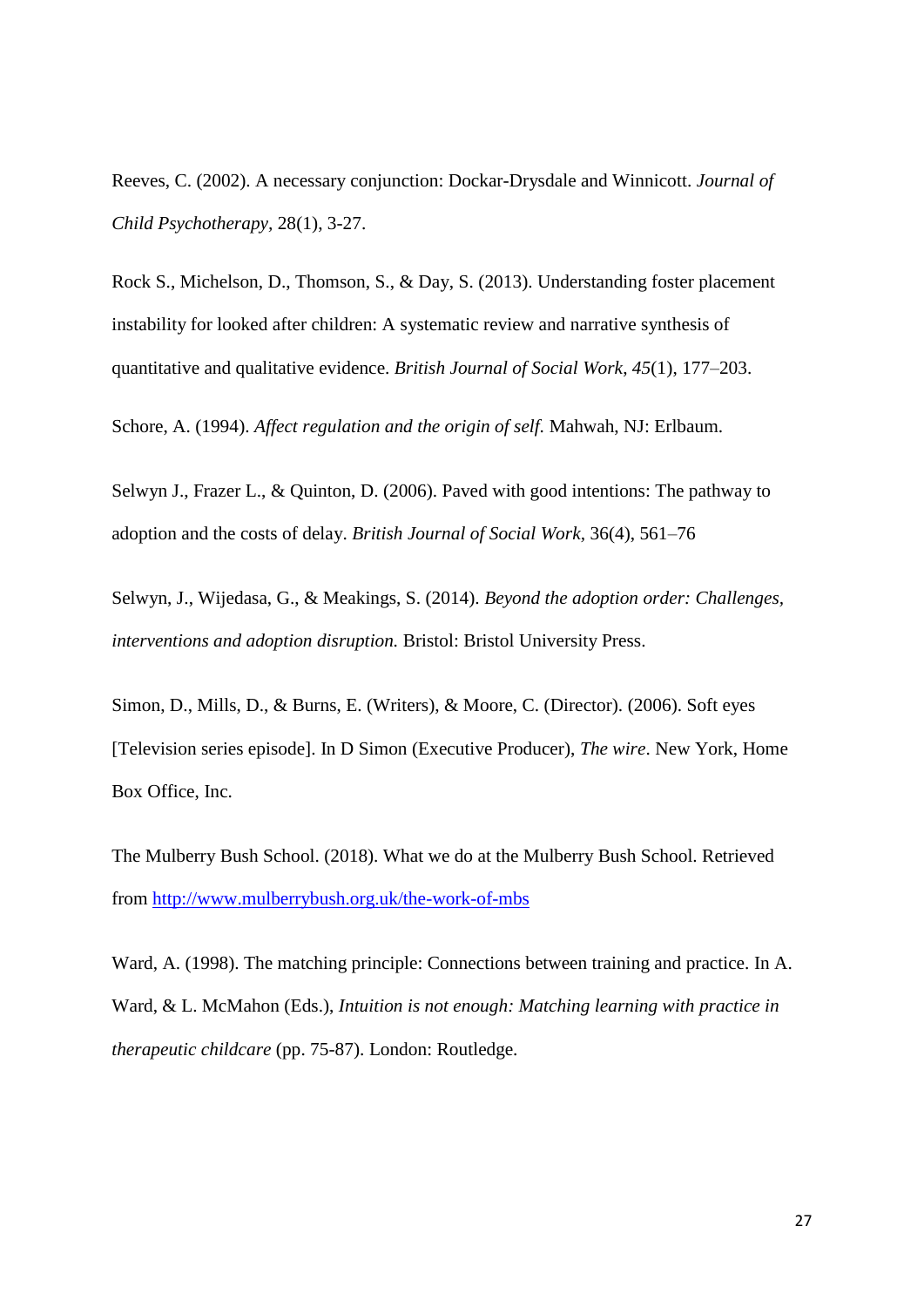Reeves, C. (2002). A necessary conjunction: Dockar-Drysdale and Winnicott. *Journal of Child Psychotherapy*, 28(1), 3-27.

Rock S., Michelson, D., Thomson, S., & Day, S. (2013). Understanding foster placement instability for looked after children: A systematic review and narrative synthesis of quantitative and qualitative evidence. *British Journal of Social Work*, *45*(1), 177–203.

Schore, A. (1994). *Affect regulation and the origin of self.* Mahwah, NJ: Erlbaum.

Selwyn J., Frazer L., & Quinton, D. (2006). Paved with good intentions: The pathway to adoption and the costs of delay. *British Journal of Social Work*, 36(4), 561–76

Selwyn, J., Wijedasa, G., & Meakings, S. (2014). *Beyond the adoption order: Challenges, interventions and adoption disruption.* Bristol: Bristol University Press.

Simon, D., Mills, D., & Burns, E. (Writers), & Moore, C. (Director). (2006). Soft eyes [Television series episode]. In D Simon (Executive Producer), *The wire*. New York, Home Box Office, Inc.

The Mulberry Bush School. (2018). What we do at the Mulberry Bush School. Retrieved from [http://www.mulberrybush.org.uk/the-work-of-mbs](http://www.mulberrybush.org.uk/the-work-of-mbs)

Ward, A. (1998). The matching principle: Connections between training and practice. In A. Ward, & L. McMahon (Eds.), *Intuition is not enough: Matching learning with practice in therapeutic childcare* (pp. 75-87). London: Routledge.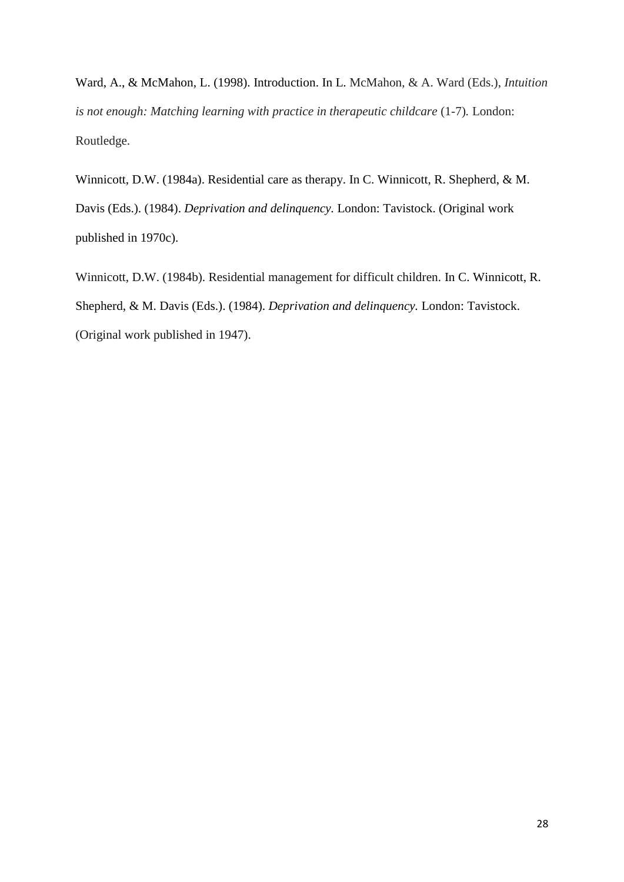Ward, A., & McMahon, L. (1998). Introduction. In L. McMahon, & A. Ward (Eds.), *Intuition is not enough: Matching learning with practice in therapeutic childcare* (1-7). London: Routledge.

Winnicott, D.W. (1984a). Residential care as therapy. In C. Winnicott, R. Shepherd, & M. Davis (Eds.). (1984). *Deprivation and delinquency.* London: Tavistock. (Original work published in 1970c).

Winnicott, D.W. (1984b). Residential management for difficult children. In C. Winnicott, R. Shepherd, & M. Davis (Eds.). (1984). *Deprivation and delinquency.* London: Tavistock. (Original work published in 1947).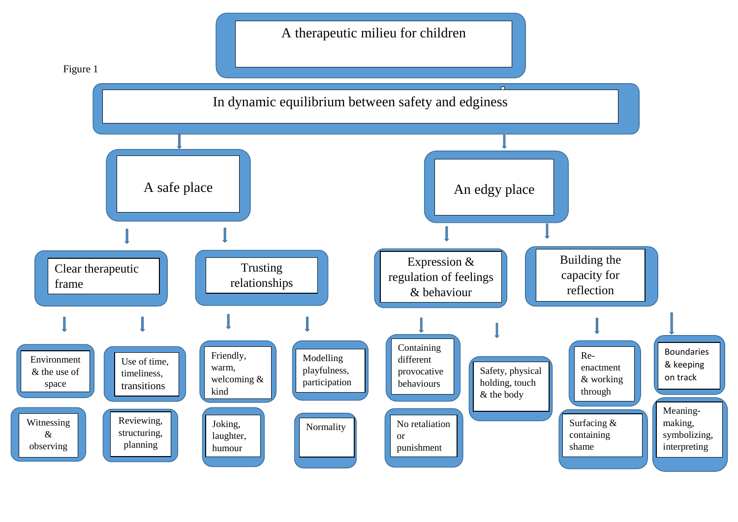Figure 1

# A therapeutic milieu for children

## In dynamic equilibrium between safety and edginess

- **A safe place**
  - **Clear therapeutic frame**
    - Environment & the use of space
    - Witnessing & observing
    - Use of time, timeliness, transitions
    - Reviewing, structuring, planning
  - **Trusting relationships**
    - Friendly, warm, welcoming & kind
    - Joking, laughter, humour
    - Modelling playfulness, participation
    - Normality
- **An edgy place**
  - **Expression & regulation of feelings & behaviour**
    - Containing different provocative behaviours
    - No retaliation or punishment
    - Safety, physical holding, touch & the body
  - **Building the capacity for reflection**
    - Re-enactment & working through
    - Surfacing & containing shame
    - Boundaries & keeping on track
    - Meaning-making, symbolizing, interpreting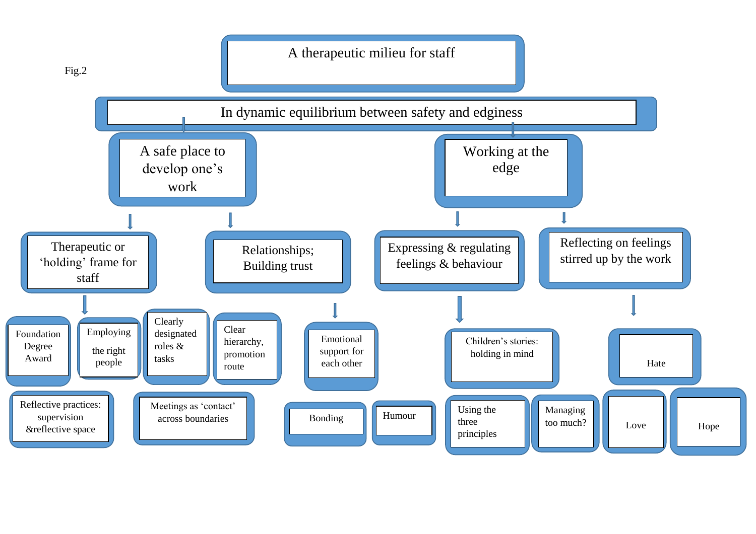Fig.2

A therapeutic milieu for staff

In dynamic equilibrium between safety and edginess

A safe place to develop one's work

Working at the edge

Therapeutic or 'holding' frame for staff

Relationships; Building trust

Expressing & regulating feelings & behaviour

Reflecting on feelings stirred up by the work

Foundation Degree Award

Employing the right people

Clearly designated roles & tasks

Clear hierarchy, promotion route

Emotional support for each other

Children's stories: holding in mind

Hate

Reflective practices: supervision &reflective space

Meetings as 'contact' across boundaries

Bonding

Humour

Using the three principles

Managing too much?

Love

Hope